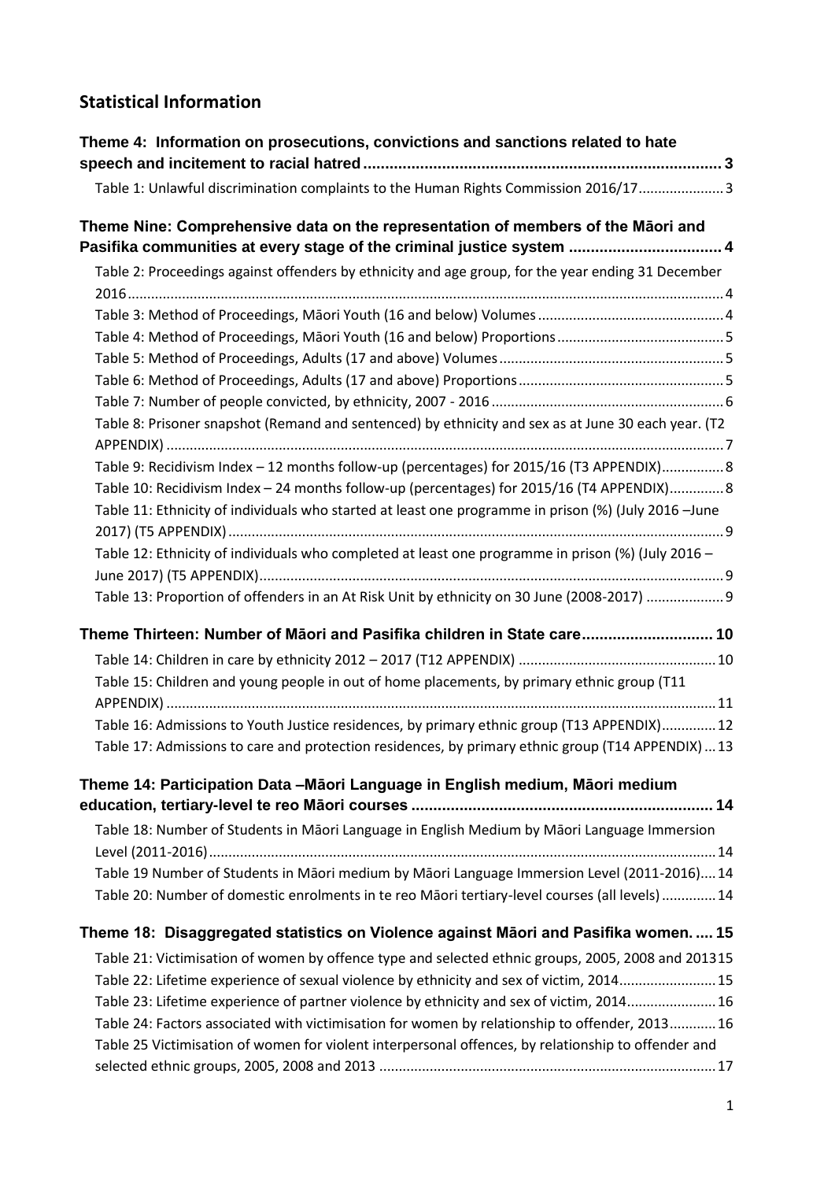## Statistical Information

**Theme 4: Information on prosecutions, convictions and sanctions related to hate speech and incitement to racial hatred** .......... 3

Table 1: Unlawful discrimination complaints to the Human Rights Commission 2016/17 .......... 3

**Theme Nine: Comprehensive data on the representation of members of the Māori and Pasifika communities at every stage of the criminal justice system** .......... 4

Table 2: Proceedings against offenders by ethnicity and age group, for the year ending 31 December 2016 .......... 4

Table 3: Method of Proceedings, Māori Youth (16 and below) Volumes .......... 4

Table 4: Method of Proceedings, Māori Youth (16 and below) Proportions .......... 5

Table 5: Method of Proceedings, Adults (17 and above) Volumes .......... 5

Table 6: Method of Proceedings, Adults (17 and above) Proportions .......... 5

Table 7: Number of people convicted, by ethnicity, 2007 - 2016 .......... 6

Table 8: Prisoner snapshot (Remand and sentenced) by ethnicity and sex as at June 30 each year. (T2 APPENDIX) .......... 7

Table 9: Recidivism Index – 12 months follow-up (percentages) for 2015/16 (T3 APPENDIX) .......... 8

Table 10: Recidivism Index – 24 months follow-up (percentages) for 2015/16 (T4 APPENDIX) .......... 8

Table 11: Ethnicity of individuals who started at least one programme in prison (%) (July 2016 –June 2017) (T5 APPENDIX) .......... 9

Table 12: Ethnicity of individuals who completed at least one programme in prison (%) (July 2016 – June 2017) (T5 APPENDIX) .......... 9

Table 13: Proportion of offenders in an At Risk Unit by ethnicity on 30 June (2008-2017) .......... 9

**Theme Thirteen: Number of Māori and Pasifika children in State care** .......... 10

Table 14: Children in care by ethnicity 2012 – 2017 (T12 APPENDIX) .......... 10

Table 15: Children and young people in out of home placements, by primary ethnic group (T11 APPENDIX) .......... 11

Table 16: Admissions to Youth Justice residences, by primary ethnic group (T13 APPENDIX) .......... 12

Table 17: Admissions to care and protection residences, by primary ethnic group (T14 APPENDIX) .......... 13

**Theme 14: Participation Data –Māori Language in English medium, Māori medium education, tertiary-level te reo Māori courses** .......... 14

Table 18: Number of Students in Māori Language in English Medium by Māori Language Immersion Level (2011-2016) .......... 14

Table 19 Number of Students in Māori medium by Māori Language Immersion Level (2011-2016) .......... 14

Table 20: Number of domestic enrolments in te reo Māori tertiary-level courses (all levels) .......... 14

**Theme 18: Disaggregated statistics on Violence against Māori and Pasifika women.** .......... 15

Table 21: Victimisation of women by offence type and selected ethnic groups, 2005, 2008 and 2013 .......... 15

Table 22: Lifetime experience of sexual violence by ethnicity and sex of victim, 2014 .......... 15

Table 23: Lifetime experience of partner violence by ethnicity and sex of victim, 2014 .......... 16

Table 24: Factors associated with victimisation for women by relationship to offender, 2013 .......... 16

Table 25 Victimisation of women for violent interpersonal offences, by relationship to offender and selected ethnic groups, 2005, 2008 and 2013 .......... 17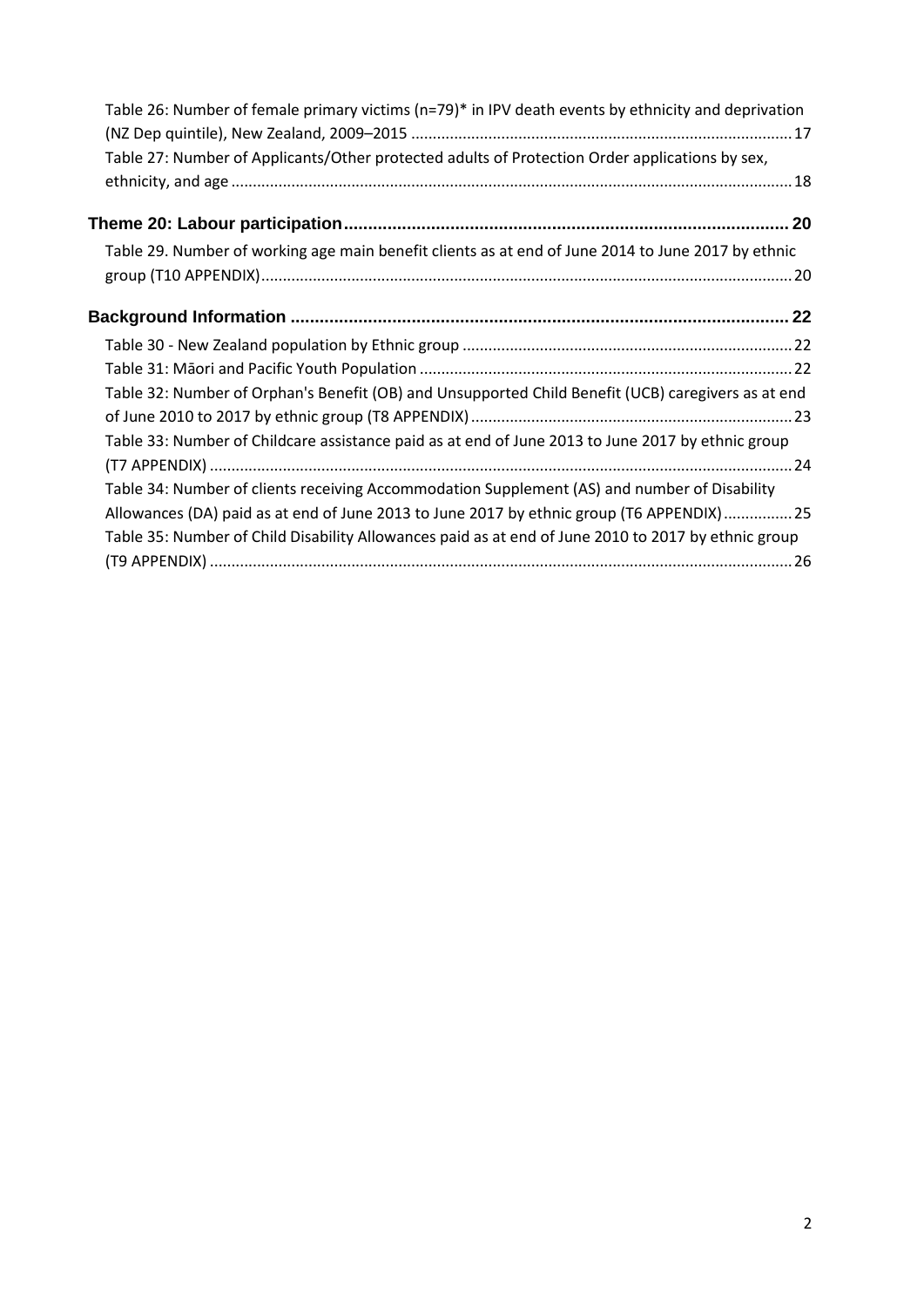Table 26: Number of female primary victims (n=79)* in IPV death events by ethnicity and deprivation (NZ Dep quintile), New Zealand, 2009–2015 ........ 17

Table 27: Number of Applicants/Other protected adults of Protection Order applications by sex, ethnicity, and age ........ 18

**Theme 20: Labour participation ........ 20**

Table 29. Number of working age main benefit clients as at end of June 2014 to June 2017 by ethnic group (T10 APPENDIX) ........ 20

**Background Information ........ 22**

Table 30 - New Zealand population by Ethnic group ........ 22

Table 31: Māori and Pacific Youth Population ........ 22

Table 32: Number of Orphan's Benefit (OB) and Unsupported Child Benefit (UCB) caregivers as at end of June 2010 to 2017 by ethnic group (T8 APPENDIX) ........ 23

Table 33: Number of Childcare assistance paid as at end of June 2013 to June 2017 by ethnic group (T7 APPENDIX) ........ 24

Table 34: Number of clients receiving Accommodation Supplement (AS) and number of Disability Allowances (DA) paid as at end of June 2013 to June 2017 by ethnic group (T6 APPENDIX) ........ 25

Table 35: Number of Child Disability Allowances paid as at end of June 2010 to 2017 by ethnic group (T9 APPENDIX) ........ 26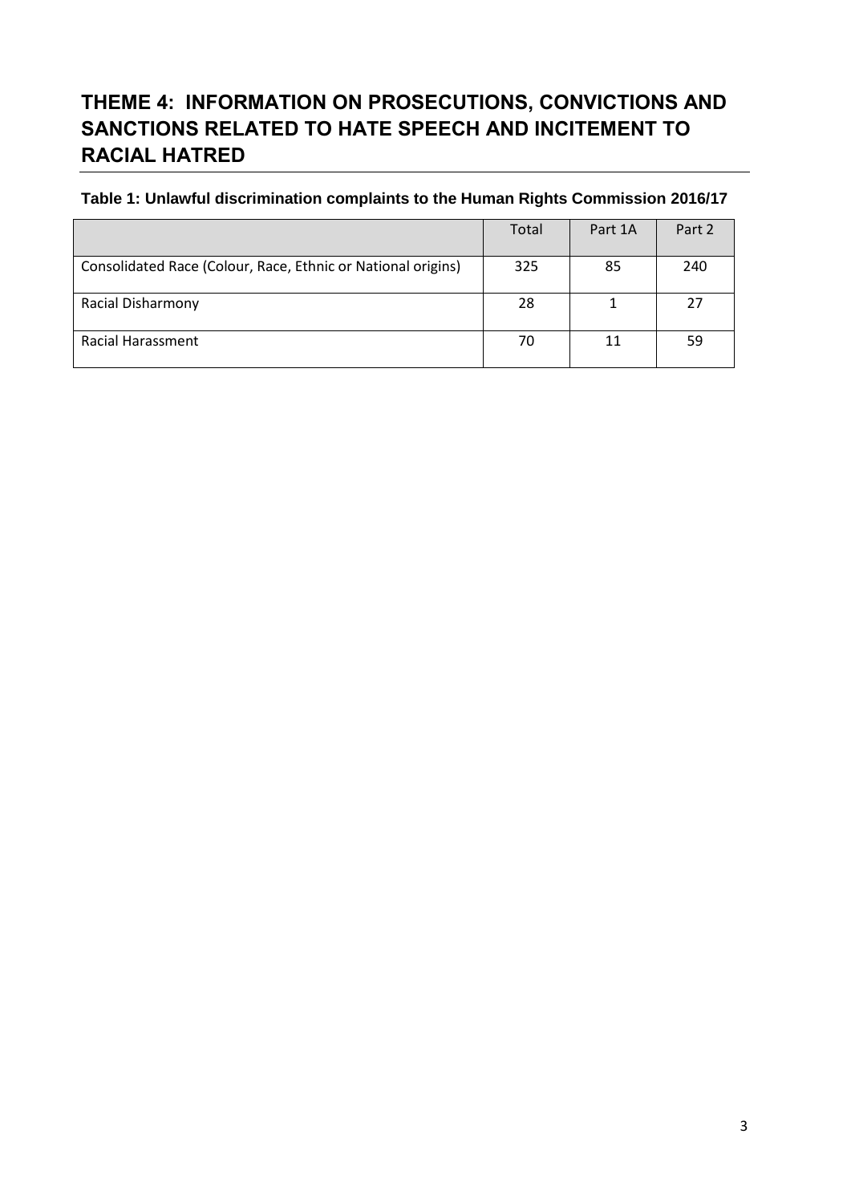# THEME 4: INFORMATION ON PROSECUTIONS, CONVICTIONS AND SANCTIONS RELATED TO HATE SPEECH AND INCITEMENT TO RACIAL HATRED

**Table 1: Unlawful discrimination complaints to the Human Rights Commission 2016/17**

| | Total | Part 1A | Part 2 |
|---|---|---|---|
| Consolidated Race (Colour, Race, Ethnic or National origins) | 325 | 85 | 240 |
| Racial Disharmony | 28 | 1 | 27 |
| Racial Harassment | 70 | 11 | 59 |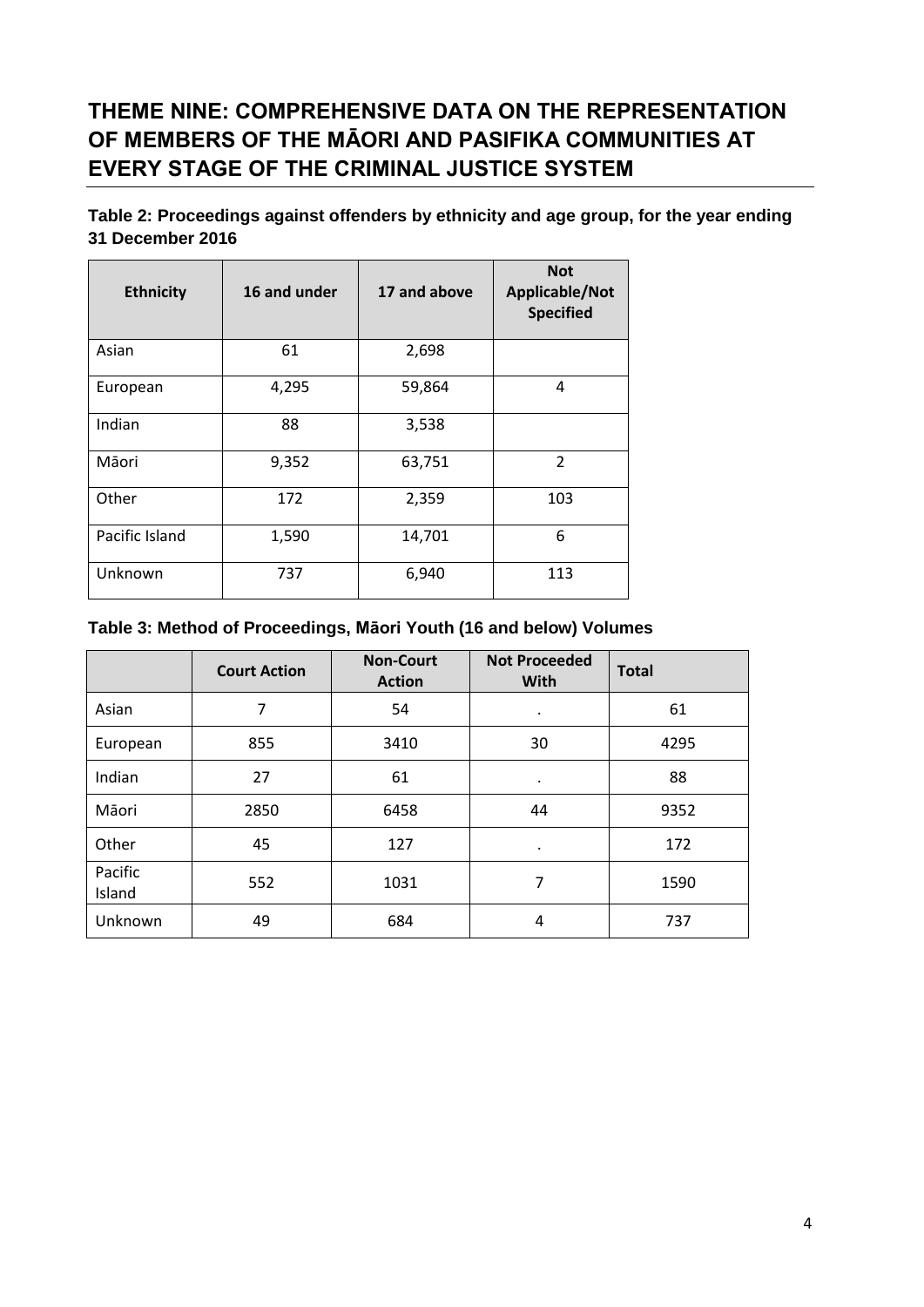## THEME NINE: COMPREHENSIVE DATA ON THE REPRESENTATION OF MEMBERS OF THE MĀORI AND PASIFIKA COMMUNITIES AT EVERY STAGE OF THE CRIMINAL JUSTICE SYSTEM

**Table 2: Proceedings against offenders by ethnicity and age group, for the year ending 31 December 2016**

| Ethnicity | 16 and under | 17 and above | Not Applicable/Not Specified |
|---|---|---|---|
| Asian | 61 | 2,698 | |
| European | 4,295 | 59,864 | 4 |
| Indian | 88 | 3,538 | |
| Māori | 9,352 | 63,751 | 2 |
| Other | 172 | 2,359 | 103 |
| Pacific Island | 1,590 | 14,701 | 6 |
| Unknown | 737 | 6,940 | 113 |

**Table 3: Method of Proceedings, Māori Youth (16 and below) Volumes**

| | Court Action | Non-Court Action | Not Proceeded With | Total |
|---|---|---|---|---|
| Asian | 7 | 54 | . | 61 |
| European | 855 | 3410 | 30 | 4295 |
| Indian | 27 | 61 | . | 88 |
| Māori | 2850 | 6458 | 44 | 9352 |
| Other | 45 | 127 | . | 172 |
| Pacific Island | 552 | 1031 | 7 | 1590 |
| Unknown | 49 | 684 | 4 | 737 |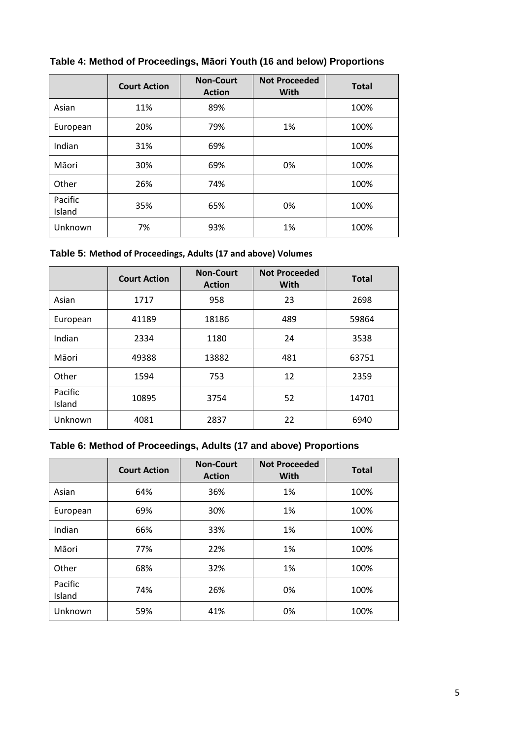**Table 4: Method of Proceedings, Māori Youth (16 and below) Proportions**

| | Court Action | Non-Court Action | Not Proceeded With | Total |
|---|---|---|---|---|
| Asian | 11% | 89% | | 100% |
| European | 20% | 79% | 1% | 100% |
| Indian | 31% | 69% | | 100% |
| Māori | 30% | 69% | 0% | 100% |
| Other | 26% | 74% | | 100% |
| Pacific Island | 35% | 65% | 0% | 100% |
| Unknown | 7% | 93% | 1% | 100% |

**Table 5: Method of Proceedings, Adults (17 and above) Volumes**

| | Court Action | Non-Court Action | Not Proceeded With | Total |
|---|---|---|---|---|
| Asian | 1717 | 958 | 23 | 2698 |
| European | 41189 | 18186 | 489 | 59864 |
| Indian | 2334 | 1180 | 24 | 3538 |
| Māori | 49388 | 13882 | 481 | 63751 |
| Other | 1594 | 753 | 12 | 2359 |
| Pacific Island | 10895 | 3754 | 52 | 14701 |
| Unknown | 4081 | 2837 | 22 | 6940 |

**Table 6: Method of Proceedings, Adults (17 and above) Proportions**

| | Court Action | Non-Court Action | Not Proceeded With | Total |
|---|---|---|---|---|
| Asian | 64% | 36% | 1% | 100% |
| European | 69% | 30% | 1% | 100% |
| Indian | 66% | 33% | 1% | 100% |
| Māori | 77% | 22% | 1% | 100% |
| Other | 68% | 32% | 1% | 100% |
| Pacific Island | 74% | 26% | 0% | 100% |
| Unknown | 59% | 41% | 0% | 100% |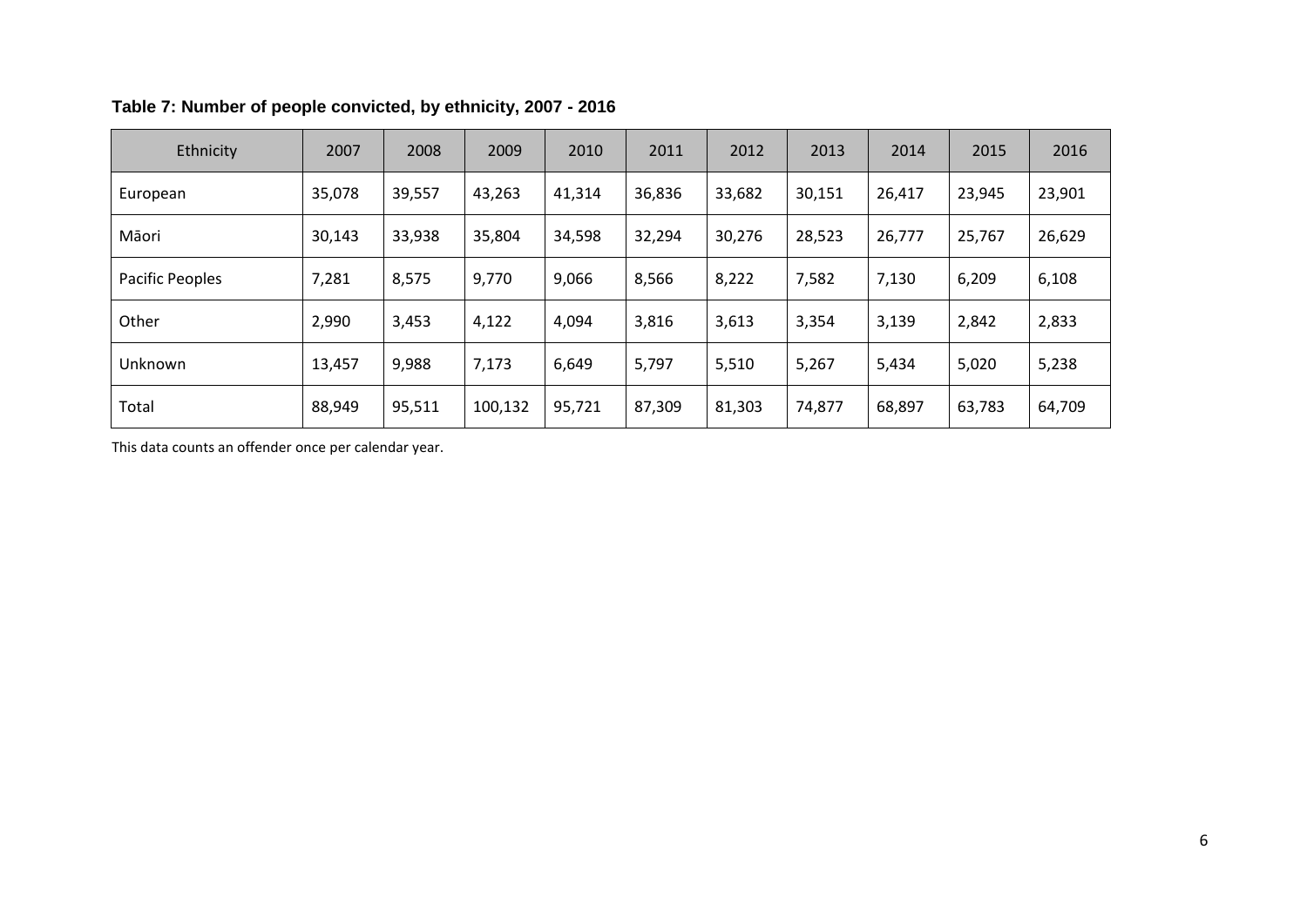**Table 7: Number of people convicted, by ethnicity, 2007 - 2016**

| Ethnicity | 2007 | 2008 | 2009 | 2010 | 2011 | 2012 | 2013 | 2014 | 2015 | 2016 |
|---|---|---|---|---|---|---|---|---|---|---|
| European | 35,078 | 39,557 | 43,263 | 41,314 | 36,836 | 33,682 | 30,151 | 26,417 | 23,945 | 23,901 |
| Māori | 30,143 | 33,938 | 35,804 | 34,598 | 32,294 | 30,276 | 28,523 | 26,777 | 25,767 | 26,629 |
| Pacific Peoples | 7,281 | 8,575 | 9,770 | 9,066 | 8,566 | 8,222 | 7,582 | 7,130 | 6,209 | 6,108 |
| Other | 2,990 | 3,453 | 4,122 | 4,094 | 3,816 | 3,613 | 3,354 | 3,139 | 2,842 | 2,833 |
| Unknown | 13,457 | 9,988 | 7,173 | 6,649 | 5,797 | 5,510 | 5,267 | 5,434 | 5,020 | 5,238 |
| Total | 88,949 | 95,511 | 100,132 | 95,721 | 87,309 | 81,303 | 74,877 | 68,897 | 63,783 | 64,709 |

This data counts an offender once per calendar year.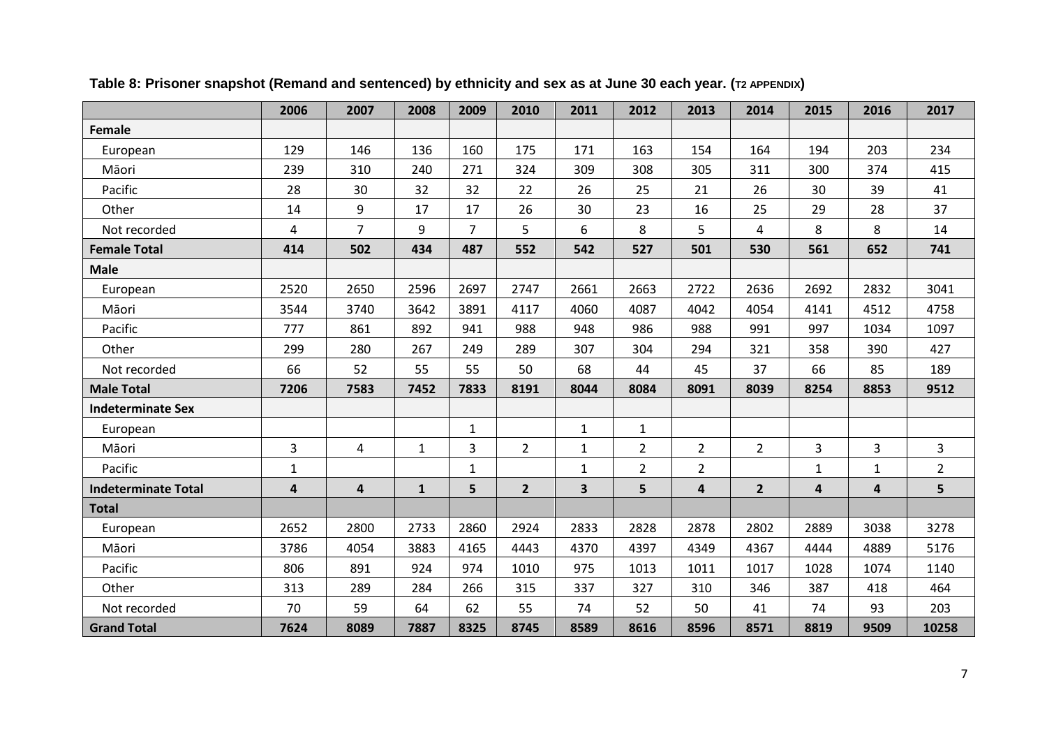**Table 8: Prisoner snapshot (Remand and sentenced) by ethnicity and sex as at June 30 each year. (T2 APPENDIX)**

| | 2006 | 2007 | 2008 | 2009 | 2010 | 2011 | 2012 | 2013 | 2014 | 2015 | 2016 | 2017 |
|---|---|---|---|---|---|---|---|---|---|---|---|---|
| **Female** | | | | | | | | | | | | |
| European | 129 | 146 | 136 | 160 | 175 | 171 | 163 | 154 | 164 | 194 | 203 | 234 |
| Māori | 239 | 310 | 240 | 271 | 324 | 309 | 308 | 305 | 311 | 300 | 374 | 415 |
| Pacific | 28 | 30 | 32 | 32 | 22 | 26 | 25 | 21 | 26 | 30 | 39 | 41 |
| Other | 14 | 9 | 17 | 17 | 26 | 30 | 23 | 16 | 25 | 29 | 28 | 37 |
| Not recorded | 4 | 7 | 9 | 7 | 5 | 6 | 8 | 5 | 4 | 8 | 8 | 14 |
| **Female Total** | **414** | **502** | **434** | **487** | **552** | **542** | **527** | **501** | **530** | **561** | **652** | **741** |
| **Male** | | | | | | | | | | | | |
| European | 2520 | 2650 | 2596 | 2697 | 2747 | 2661 | 2663 | 2722 | 2636 | 2692 | 2832 | 3041 |
| Māori | 3544 | 3740 | 3642 | 3891 | 4117 | 4060 | 4087 | 4042 | 4054 | 4141 | 4512 | 4758 |
| Pacific | 777 | 861 | 892 | 941 | 988 | 948 | 986 | 988 | 991 | 997 | 1034 | 1097 |
| Other | 299 | 280 | 267 | 249 | 289 | 307 | 304 | 294 | 321 | 358 | 390 | 427 |
| Not recorded | 66 | 52 | 55 | 55 | 50 | 68 | 44 | 45 | 37 | 66 | 85 | 189 |
| **Male Total** | **7206** | **7583** | **7452** | **7833** | **8191** | **8044** | **8084** | **8091** | **8039** | **8254** | **8853** | **9512** |
| **Indeterminate Sex** | | | | | | | | | | | | |
| European | | | | 1 | | 1 | 1 | | | | | |
| Māori | 3 | 4 | 1 | 3 | 2 | 1 | 2 | 2 | 2 | 3 | 3 | 3 |
| Pacific | 1 | | | 1 | | 1 | 2 | 2 | | 1 | 1 | 2 |
| **Indeterminate Total** | **4** | **4** | **1** | **5** | **2** | **3** | **5** | **4** | **2** | **4** | **4** | **5** |
| **Total** | | | | | | | | | | | | |
| European | 2652 | 2800 | 2733 | 2860 | 2924 | 2833 | 2828 | 2878 | 2802 | 2889 | 3038 | 3278 |
| Māori | 3786 | 4054 | 3883 | 4165 | 4443 | 4370 | 4397 | 4349 | 4367 | 4444 | 4889 | 5176 |
| Pacific | 806 | 891 | 924 | 974 | 1010 | 975 | 1013 | 1011 | 1017 | 1028 | 1074 | 1140 |
| Other | 313 | 289 | 284 | 266 | 315 | 337 | 327 | 310 | 346 | 387 | 418 | 464 |
| Not recorded | 70 | 59 | 64 | 62 | 55 | 74 | 52 | 50 | 41 | 74 | 93 | 203 |
| **Grand Total** | **7624** | **8089** | **7887** | **8325** | **8745** | **8589** | **8616** | **8596** | **8571** | **8819** | **9509** | **10258** |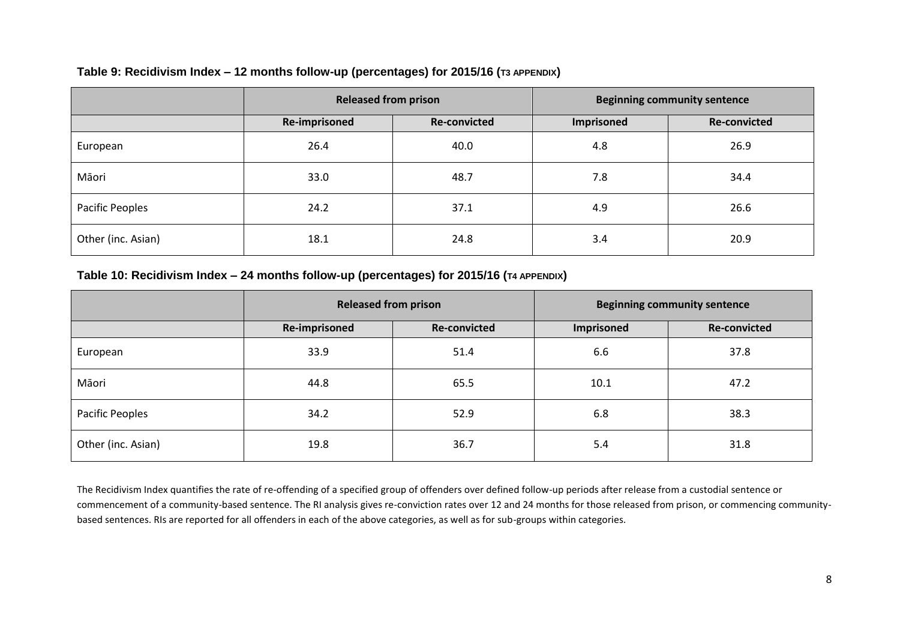**Table 9: Recidivism Index – 12 months follow-up (percentages) for 2015/16 (T3 APPENDIX)**

| | Released from prison | | Beginning community sentence | |
|---|---|---|---|---|
| | **Re-imprisoned** | **Re-convicted** | **Imprisoned** | **Re-convicted** |
| European | 26.4 | 40.0 | 4.8 | 26.9 |
| Māori | 33.0 | 48.7 | 7.8 | 34.4 |
| Pacific Peoples | 24.2 | 37.1 | 4.9 | 26.6 |
| Other (inc. Asian) | 18.1 | 24.8 | 3.4 | 20.9 |

**Table 10: Recidivism Index – 24 months follow-up (percentages) for 2015/16 (T4 APPENDIX)**

| | Released from prison | | Beginning community sentence | |
|---|---|---|---|---|
| | **Re-imprisoned** | **Re-convicted** | **Imprisoned** | **Re-convicted** |
| European | 33.9 | 51.4 | 6.6 | 37.8 |
| Māori | 44.8 | 65.5 | 10.1 | 47.2 |
| Pacific Peoples | 34.2 | 52.9 | 6.8 | 38.3 |
| Other (inc. Asian) | 19.8 | 36.7 | 5.4 | 31.8 |

The Recidivism Index quantifies the rate of re-offending of a specified group of offenders over defined follow-up periods after release from a custodial sentence or commencement of a community-based sentence. The RI analysis gives re-conviction rates over 12 and 24 months for those released from prison, or commencing community-based sentences. RIs are reported for all offenders in each of the above categories, as well as for sub-groups within categories.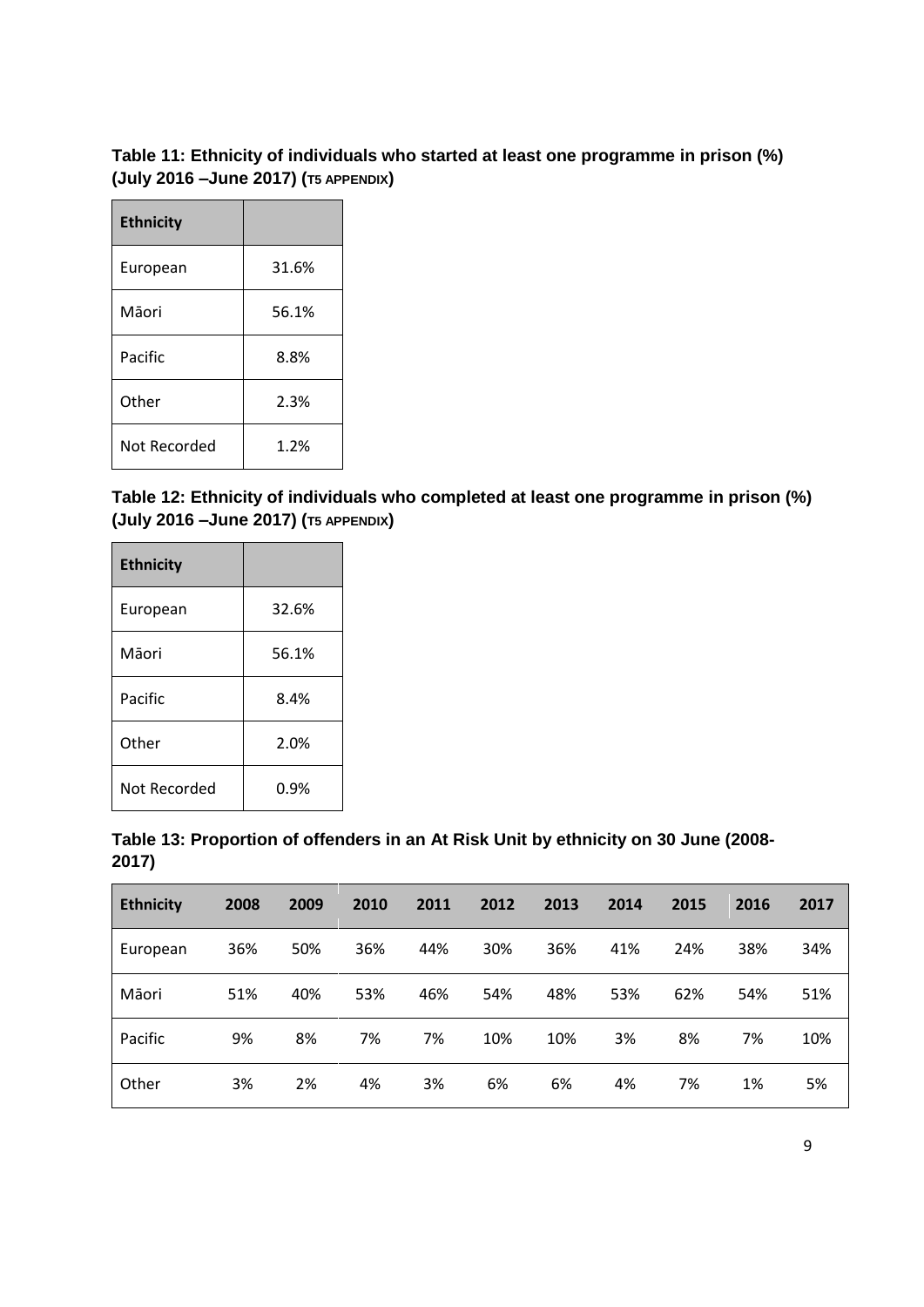**Table 11: Ethnicity of individuals who started at least one programme in prison (%) (July 2016 –June 2017) (T5 APPENDIX)**

| Ethnicity | |
|---|---|
| European | 31.6% |
| Māori | 56.1% |
| Pacific | 8.8% |
| Other | 2.3% |
| Not Recorded | 1.2% |

**Table 12: Ethnicity of individuals who completed at least one programme in prison (%) (July 2016 –June 2017) (T5 APPENDIX)**

| Ethnicity | |
|---|---|
| European | 32.6% |
| Māori | 56.1% |
| Pacific | 8.4% |
| Other | 2.0% |
| Not Recorded | 0.9% |

**Table 13: Proportion of offenders in an At Risk Unit by ethnicity on 30 June (2008-2017)**

| Ethnicity | 2008 | 2009 | 2010 | 2011 | 2012 | 2013 | 2014 | 2015 | 2016 | 2017 |
|---|---|---|---|---|---|---|---|---|---|---|
| European | 36% | 50% | 36% | 44% | 30% | 36% | 41% | 24% | 38% | 34% |
| Māori | 51% | 40% | 53% | 46% | 54% | 48% | 53% | 62% | 54% | 51% |
| Pacific | 9% | 8% | 7% | 7% | 10% | 10% | 3% | 8% | 7% | 10% |
| Other | 3% | 2% | 4% | 3% | 6% | 6% | 4% | 7% | 1% | 5% |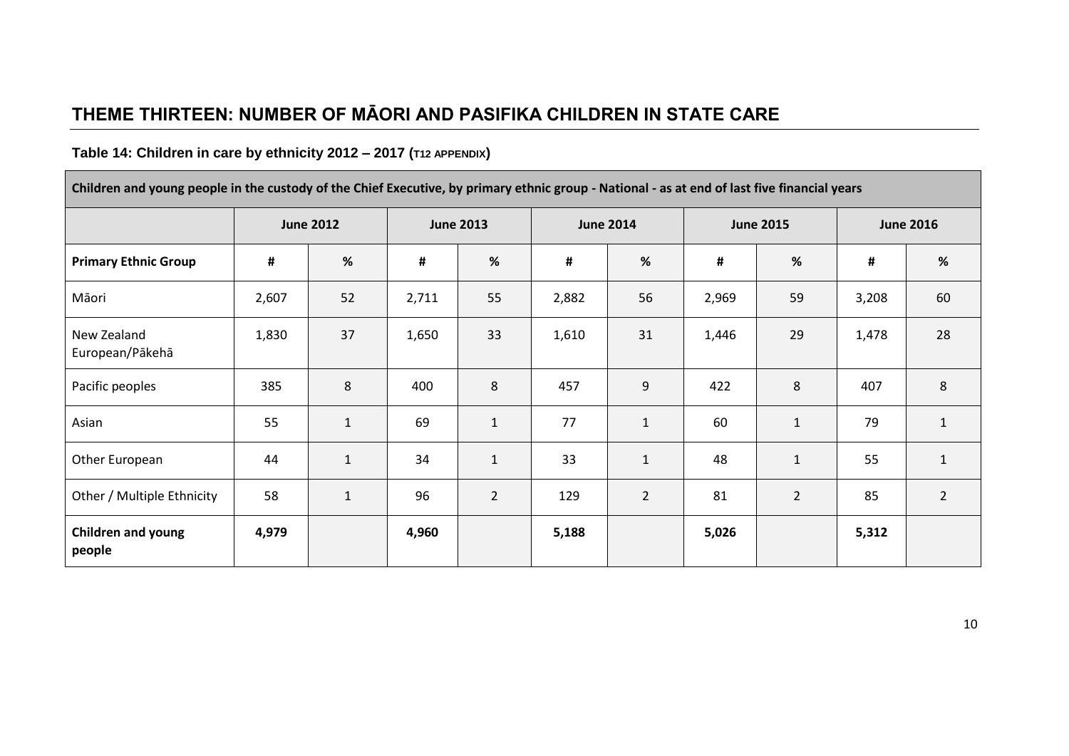# THEME THIRTEEN: NUMBER OF MĀORI AND PASIFIKA CHILDREN IN STATE CARE

**Table 14: Children in care by ethnicity 2012 – 2017 (T12 APPENDIX)**

| Children and young people in the custody of the Chief Executive, by primary ethnic group - National - as at end of last five financial years | | | | | | | | | | |
|---|---|---|---|---|---|---|---|---|---|---|
| | June 2012 | | June 2013 | | June 2014 | | June 2015 | | June 2016 | |
| **Primary Ethnic Group** | **#** | **%** | **#** | **%** | **#** | **%** | **#** | **%** | **#** | **%** |
| Māori | 2,607 | 52 | 2,711 | 55 | 2,882 | 56 | 2,969 | 59 | 3,208 | 60 |
| New Zealand European/Pākehā | 1,830 | 37 | 1,650 | 33 | 1,610 | 31 | 1,446 | 29 | 1,478 | 28 |
| Pacific peoples | 385 | 8 | 400 | 8 | 457 | 9 | 422 | 8 | 407 | 8 |
| Asian | 55 | 1 | 69 | 1 | 77 | 1 | 60 | 1 | 79 | 1 |
| Other European | 44 | 1 | 34 | 1 | 33 | 1 | 48 | 1 | 55 | 1 |
| Other / Multiple Ethnicity | 58 | 1 | 96 | 2 | 129 | 2 | 81 | 2 | 85 | 2 |
| **Children and young people** | **4,979** | | **4,960** | | **5,188** | | **5,026** | | **5,312** | |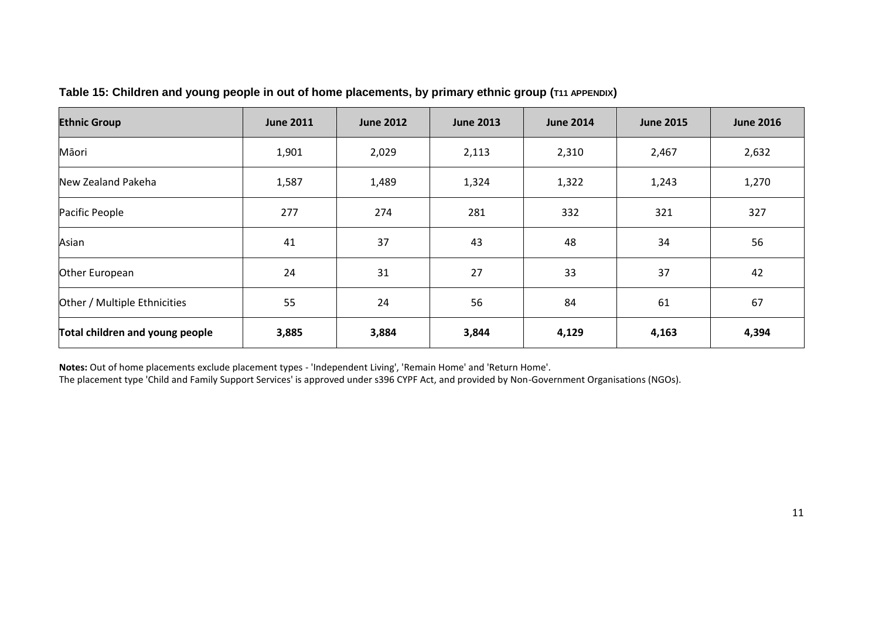**Table 15: Children and young people in out of home placements, by primary ethnic group (T11 APPENDIX)**

| Ethnic Group | June 2011 | June 2012 | June 2013 | June 2014 | June 2015 | June 2016 |
|---|---|---|---|---|---|---|
| Māori | 1,901 | 2,029 | 2,113 | 2,310 | 2,467 | 2,632 |
| New Zealand Pakeha | 1,587 | 1,489 | 1,324 | 1,322 | 1,243 | 1,270 |
| Pacific People | 277 | 274 | 281 | 332 | 321 | 327 |
| Asian | 41 | 37 | 43 | 48 | 34 | 56 |
| Other European | 24 | 31 | 27 | 33 | 37 | 42 |
| Other / Multiple Ethnicities | 55 | 24 | 56 | 84 | 61 | 67 |
| **Total children and young people** | **3,885** | **3,884** | **3,844** | **4,129** | **4,163** | **4,394** |

**Notes:** Out of home placements exclude placement types - 'Independent Living', 'Remain Home' and 'Return Home'.
The placement type 'Child and Family Support Services' is approved under s396 CYPF Act, and provided by Non-Government Organisations (NGOs).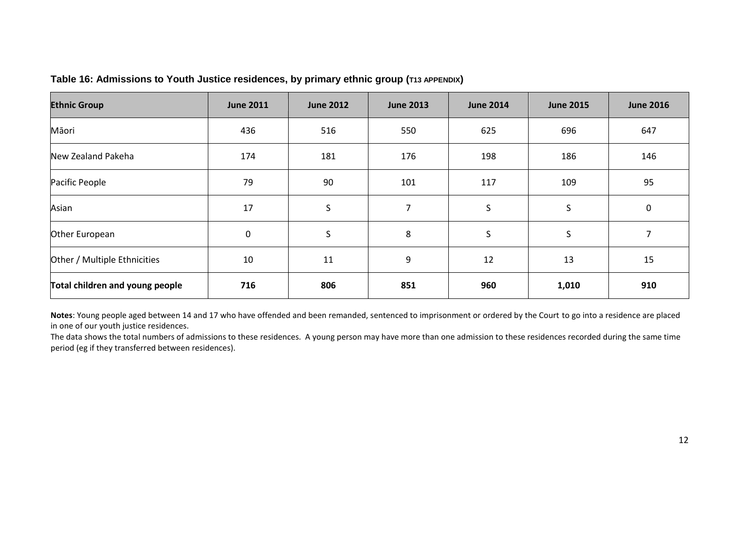**Table 16: Admissions to Youth Justice residences, by primary ethnic group (T13 APPENDIX)**

| Ethnic Group | June 2011 | June 2012 | June 2013 | June 2014 | June 2015 | June 2016 |
|---|---|---|---|---|---|---|
| Māori | 436 | 516 | 550 | 625 | 696 | 647 |
| New Zealand Pakeha | 174 | 181 | 176 | 198 | 186 | 146 |
| Pacific People | 79 | 90 | 101 | 117 | 109 | 95 |
| Asian | 17 | S | 7 | S | S | 0 |
| Other European | 0 | S | 8 | S | S | 7 |
| Other / Multiple Ethnicities | 10 | 11 | 9 | 12 | 13 | 15 |
| **Total children and young people** | **716** | **806** | **851** | **960** | **1,010** | **910** |

**Notes**: Young people aged between 14 and 17 who have offended and been remanded, sentenced to imprisonment or ordered by the Court to go into a residence are placed in one of our youth justice residences.

The data shows the total numbers of admissions to these residences. A young person may have more than one admission to these residences recorded during the same time period (eg if they transferred between residences).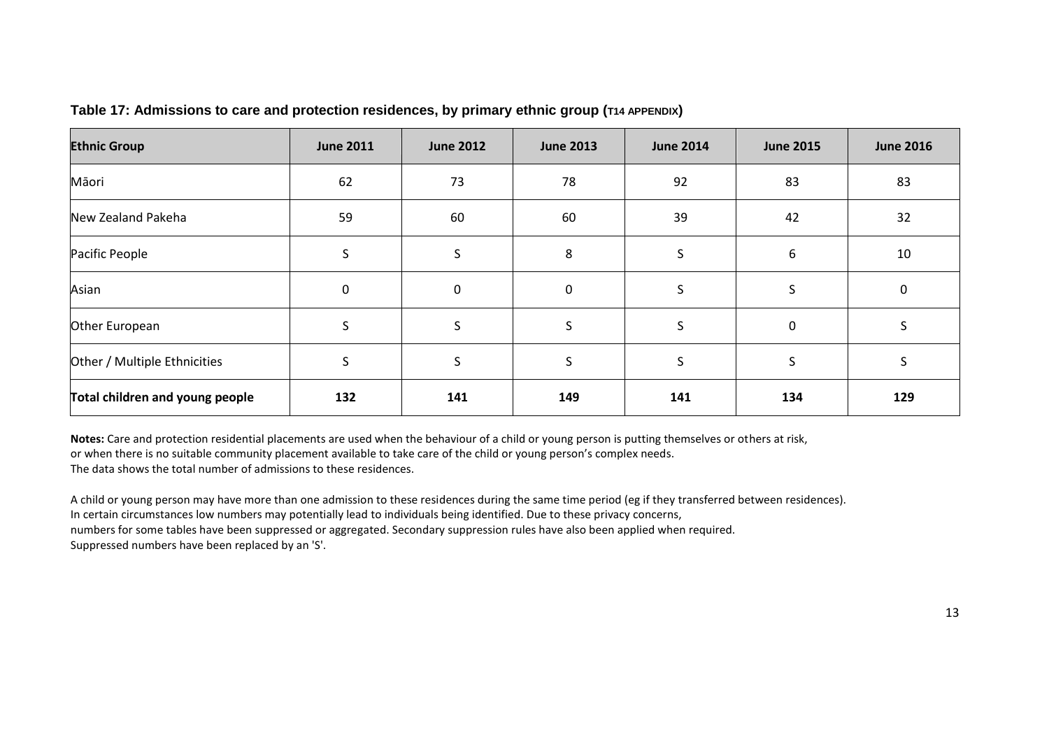**Table 17: Admissions to care and protection residences, by primary ethnic group (T14 APPENDIX)**

| Ethnic Group | June 2011 | June 2012 | June 2013 | June 2014 | June 2015 | June 2016 |
|---|---|---|---|---|---|---|
| Māori | 62 | 73 | 78 | 92 | 83 | 83 |
| New Zealand Pakeha | 59 | 60 | 60 | 39 | 42 | 32 |
| Pacific People | S | S | 8 | S | 6 | 10 |
| Asian | 0 | 0 | 0 | S | S | 0 |
| Other European | S | S | S | S | 0 | S |
| Other / Multiple Ethnicities | S | S | S | S | S | S |
| **Total children and young people** | **132** | **141** | **149** | **141** | **134** | **129** |

**Notes:** Care and protection residential placements are used when the behaviour of a child or young person is putting themselves or others at risk,
or when there is no suitable community placement available to take care of the child or young person's complex needs.
The data shows the total number of admissions to these residences.

A child or young person may have more than one admission to these residences during the same time period (eg if they transferred between residences).
In certain circumstances low numbers may potentially lead to individuals being identified. Due to these privacy concerns,
numbers for some tables have been suppressed or aggregated. Secondary suppression rules have also been applied when required.
Suppressed numbers have been replaced by an 'S'.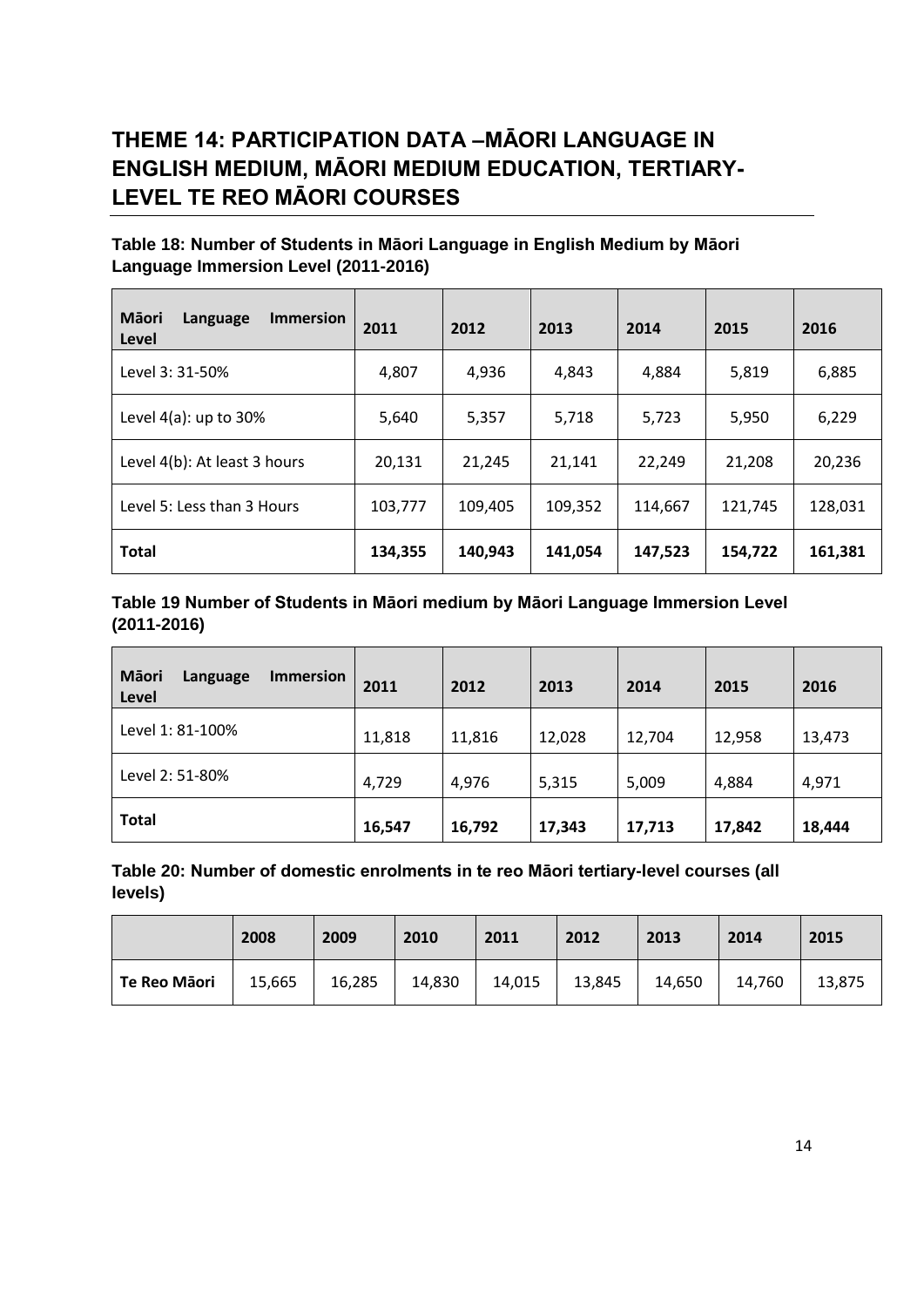# THEME 14: PARTICIPATION DATA –MĀORI LANGUAGE IN ENGLISH MEDIUM, MĀORI MEDIUM EDUCATION, TERTIARY-LEVEL TE REO MĀORI COURSES

**Table 18: Number of Students in Māori Language in English Medium by Māori Language Immersion Level (2011-2016)**

| Māori Language Immersion Level | 2011 | 2012 | 2013 | 2014 | 2015 | 2016 |
|---|---|---|---|---|---|---|
| Level 3: 31-50% | 4,807 | 4,936 | 4,843 | 4,884 | 5,819 | 6,885 |
| Level 4(a): up to 30% | 5,640 | 5,357 | 5,718 | 5,723 | 5,950 | 6,229 |
| Level 4(b): At least 3 hours | 20,131 | 21,245 | 21,141 | 22,249 | 21,208 | 20,236 |
| Level 5: Less than 3 Hours | 103,777 | 109,405 | 109,352 | 114,667 | 121,745 | 128,031 |
| **Total** | **134,355** | **140,943** | **141,054** | **147,523** | **154,722** | **161,381** |

**Table 19 Number of Students in Māori medium by Māori Language Immersion Level (2011-2016)**

| Māori Language Immersion Level | 2011 | 2012 | 2013 | 2014 | 2015 | 2016 |
|---|---|---|---|---|---|---|
| Level 1: 81-100% | 11,818 | 11,816 | 12,028 | 12,704 | 12,958 | 13,473 |
| Level 2: 51-80% | 4,729 | 4,976 | 5,315 | 5,009 | 4,884 | 4,971 |
| **Total** | **16,547** | **16,792** | **17,343** | **17,713** | **17,842** | **18,444** |

**Table 20: Number of domestic enrolments in te reo Māori tertiary-level courses (all levels)**

| | 2008 | 2009 | 2010 | 2011 | 2012 | 2013 | 2014 | 2015 |
|---|---|---|---|---|---|---|---|---|
| **Te Reo Māori** | 15,665 | 16,285 | 14,830 | 14,015 | 13,845 | 14,650 | 14,760 | 13,875 |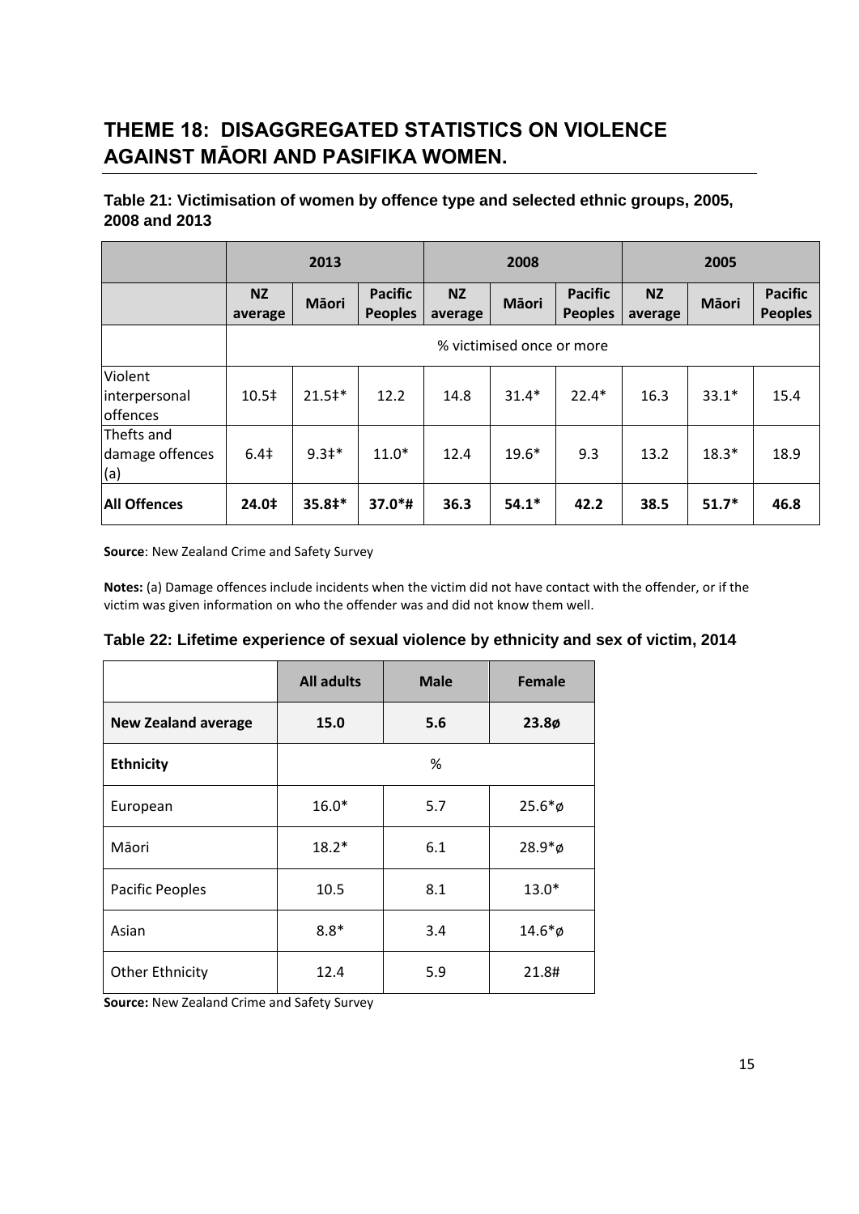# THEME 18: DISAGGREGATED STATISTICS ON VIOLENCE AGAINST MĀORI AND PASIFIKA WOMEN.

**Table 21: Victimisation of women by offence type and selected ethnic groups, 2005, 2008 and 2013**

| | 2013 | | | 2008 | | | 2005 | | |
|---|---|---|---|---|---|---|---|---|---|
| | NZ average | Māori | Pacific Peoples | NZ average | Māori | Pacific Peoples | NZ average | Māori | Pacific Peoples |
| | % victimised once or more | | | | | | | | |
| Violent interpersonal offences | 10.5‡ | 21.5‡* | 12.2 | 14.8 | 31.4* | 22.4* | 16.3 | 33.1* | 15.4 |
| Thefts and damage offences (a) | 6.4‡ | 9.3‡* | 11.0* | 12.4 | 19.6* | 9.3 | 13.2 | 18.3* | 18.9 |
| **All Offences** | **24.0‡** | **35.8‡*** | **37.0*#** | **36.3** | **54.1*** | **42.2** | **38.5** | **51.7*** | **46.8** |

**Source**: New Zealand Crime and Safety Survey

**Notes:** (a) Damage offences include incidents when the victim did not have contact with the offender, or if the victim was given information on who the offender was and did not know them well.

**Table 22: Lifetime experience of sexual violence by ethnicity and sex of victim, 2014**

| | All adults | Male | Female |
|---|---|---|---|
| **New Zealand average** | **15.0** | **5.6** | **23.8ø** |
| **Ethnicity** | % | | |
| European | 16.0* | 5.7 | 25.6*ø |
| Māori | 18.2* | 6.1 | 28.9*ø |
| Pacific Peoples | 10.5 | 8.1 | 13.0* |
| Asian | 8.8* | 3.4 | 14.6*ø |
| Other Ethnicity | 12.4 | 5.9 | 21.8# |

**Source:** New Zealand Crime and Safety Survey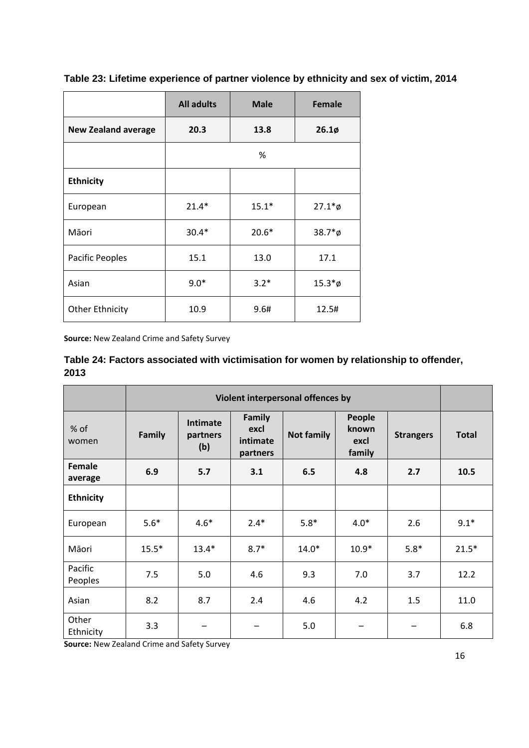**Table 23: Lifetime experience of partner violence by ethnicity and sex of victim, 2014**

| | All adults | Male | Female |
|---|---|---|---|
| **New Zealand average** | **20.3** | **13.8** | **26.1ø** |
| | % | | |
| **Ethnicity** | | | |
| European | 21.4* | 15.1* | 27.1*ø |
| Māori | 30.4* | 20.6* | 38.7*ø |
| Pacific Peoples | 15.1 | 13.0 | 17.1 |
| Asian | 9.0* | 3.2* | 15.3*ø |
| Other Ethnicity | 10.9 | 9.6# | 12.5# |

**Source:** New Zealand Crime and Safety Survey

**Table 24: Factors associated with victimisation for women by relationship to offender, 2013**

| | Violent interpersonal offences by | | | | | | |
|---|---|---|---|---|---|---|---|
| % of women | Family | Intimate partners (b) | Family excl intimate partners | Not family | People known excl family | Strangers | Total |
| **Female average** | **6.9** | **5.7** | **3.1** | **6.5** | **4.8** | **2.7** | **10.5** |
| **Ethnicity** | | | | | | | |
| European | 5.6* | 4.6* | 2.4* | 5.8* | 4.0* | 2.6 | 9.1* |
| Māori | 15.5* | 13.4* | 8.7* | 14.0* | 10.9* | 5.8* | 21.5* |
| Pacific Peoples | 7.5 | 5.0 | 4.6 | 9.3 | 7.0 | 3.7 | 12.2 |
| Asian | 8.2 | 8.7 | 2.4 | 4.6 | 4.2 | 1.5 | 11.0 |
| Other Ethnicity | 3.3 | – | – | 5.0 | – | – | 6.8 |

**Source:** New Zealand Crime and Safety Survey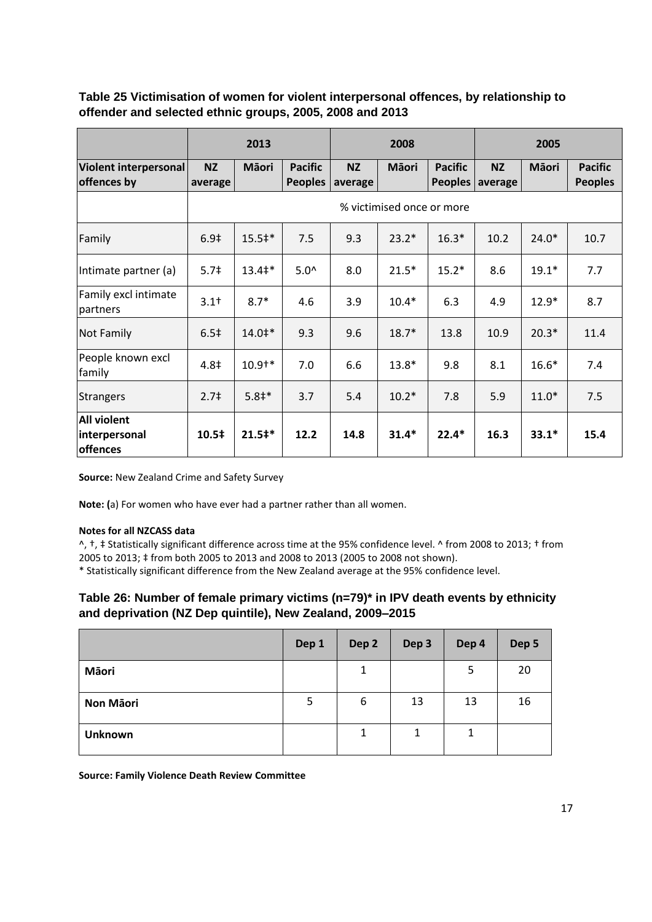**Table 25 Victimisation of women for violent interpersonal offences, by relationship to offender and selected ethnic groups, 2005, 2008 and 2013**

| | 2013 | | | 2008 | | | 2005 | | |
|---|---|---|---|---|---|---|---|---|---|
| **Violent interpersonal offences by** | **NZ average** | **Māori** | **Pacific Peoples** | **NZ average** | **Māori** | **Pacific Peoples** | **NZ average** | **Māori** | **Pacific Peoples** |
| | % victimised once or more | | | | | | | | |
| Family | 6.9‡ | 15.5‡* | 7.5 | 9.3 | 23.2* | 16.3* | 10.2 | 24.0* | 10.7 |
| Intimate partner (a) | 5.7‡ | 13.4‡* | 5.0^ | 8.0 | 21.5* | 15.2* | 8.6 | 19.1* | 7.7 |
| Family excl intimate partners | 3.1† | 8.7* | 4.6 | 3.9 | 10.4* | 6.3 | 4.9 | 12.9* | 8.7 |
| Not Family | 6.5‡ | 14.0‡* | 9.3 | 9.6 | 18.7* | 13.8 | 10.9 | 20.3* | 11.4 |
| People known excl family | 4.8‡ | 10.9†* | 7.0 | 6.6 | 13.8* | 9.8 | 8.1 | 16.6* | 7.4 |
| Strangers | 2.7‡ | 5.8‡* | 3.7 | 5.4 | 10.2* | 7.8 | 5.9 | 11.0* | 7.5 |
| **All violent interpersonal offences** | **10.5‡** | **21.5‡*** | **12.2** | **14.8** | **31.4*** | **22.4*** | **16.3** | **33.1*** | **15.4** |

**Source:** New Zealand Crime and Safety Survey

**Note: (**a) For women who have ever had a partner rather than all women.

**Notes for all NZCASS data**

^, †, ‡ Statistically significant difference across time at the 95% confidence level. ^ from 2008 to 2013; † from 2005 to 2013; ‡ from both 2005 to 2013 and 2008 to 2013 (2005 to 2008 not shown).

* Statistically significant difference from the New Zealand average at the 95% confidence level.

**Table 26: Number of female primary victims (n=79)* in IPV death events by ethnicity and deprivation (NZ Dep quintile), New Zealand, 2009–2015**

| | Dep 1 | Dep 2 | Dep 3 | Dep 4 | Dep 5 |
|---|---|---|---|---|---|
| **Māori** | | 1 | | 5 | 20 |
| **Non Māori** | 5 | 6 | 13 | 13 | 16 |
| **Unknown** | | 1 | 1 | 1 | |

**Source: Family Violence Death Review Committee**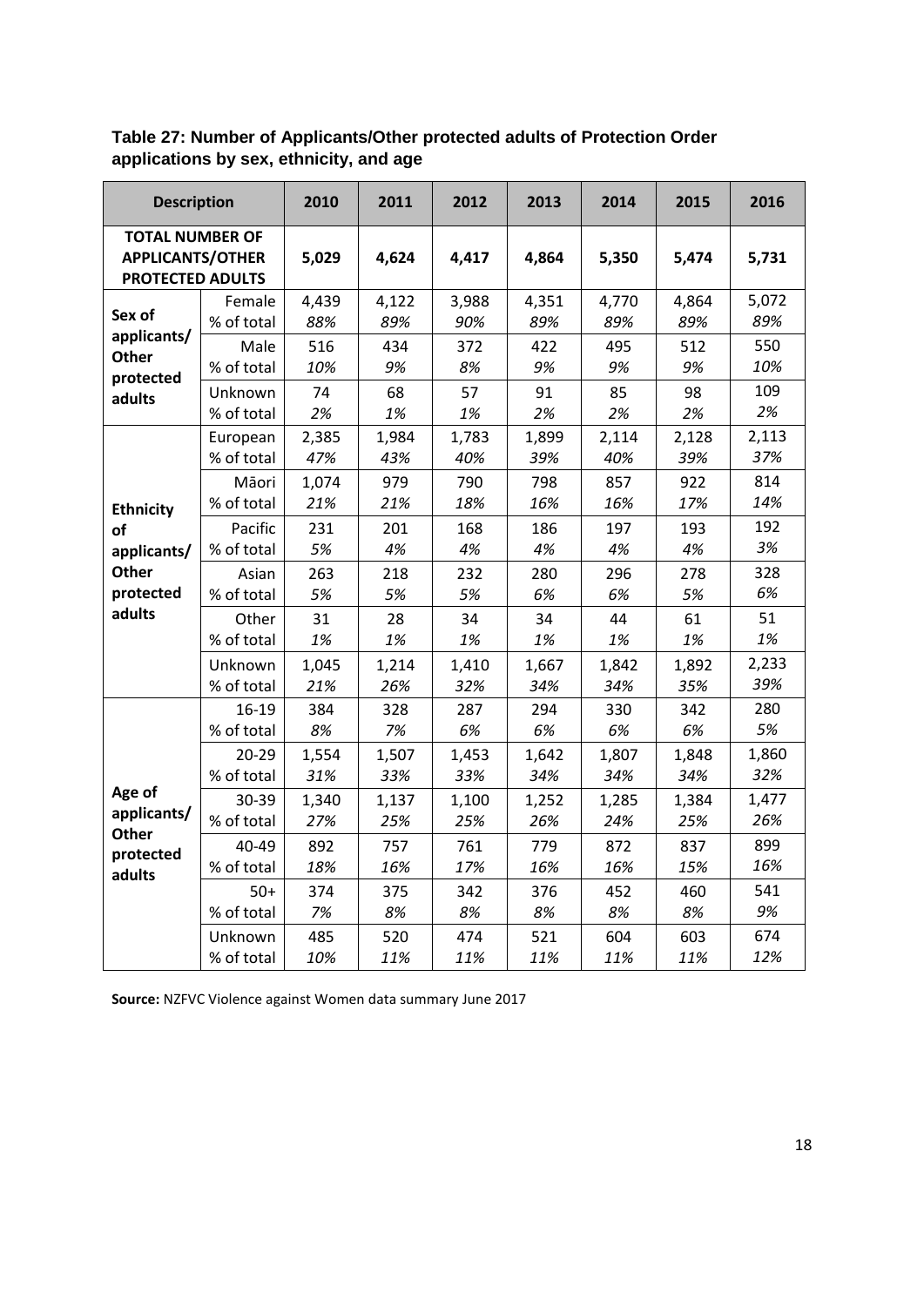**Table 27: Number of Applicants/Other protected adults of Protection Order applications by sex, ethnicity, and age**

| Description | | 2010 | 2011 | 2012 | 2013 | 2014 | 2015 | 2016 |
|---|---|---|---|---|---|---|---|---|
| **TOTAL NUMBER OF APPLICANTS/OTHER PROTECTED ADULTS** | | **5,029** | **4,624** | **4,417** | **4,864** | **5,350** | **5,474** | **5,731** |
| **Sex of applicants/ Other protected adults** | Female | 4,439 | 4,122 | 3,988 | 4,351 | 4,770 | 4,864 | 5,072 |
| | % of total | *88%* | *89%* | *90%* | *89%* | *89%* | *89%* | *89%* |
| | Male | 516 | 434 | 372 | 422 | 495 | 512 | 550 |
| | % of total | *10%* | *9%* | *8%* | *9%* | *9%* | *9%* | *10%* |
| | Unknown | 74 | 68 | 57 | 91 | 85 | 98 | 109 |
| | % of total | *2%* | *1%* | *1%* | *2%* | *2%* | *2%* | *2%* |
| **Ethnicity of applicants/ Other protected adults** | European | 2,385 | 1,984 | 1,783 | 1,899 | 2,114 | 2,128 | 2,113 |
| | % of total | *47%* | *43%* | *40%* | *39%* | *40%* | *39%* | *37%* |
| | Māori | 1,074 | 979 | 790 | 798 | 857 | 922 | 814 |
| | % of total | *21%* | *21%* | *18%* | *16%* | *16%* | *17%* | *14%* |
| | Pacific | 231 | 201 | 168 | 186 | 197 | 193 | 192 |
| | % of total | *5%* | *4%* | *4%* | *4%* | *4%* | *4%* | *3%* |
| | Asian | 263 | 218 | 232 | 280 | 296 | 278 | 328 |
| | % of total | *5%* | *5%* | *5%* | *6%* | *6%* | *5%* | *6%* |
| | Other | 31 | 28 | 34 | 34 | 44 | 61 | 51 |
| | % of total | *1%* | *1%* | *1%* | *1%* | *1%* | *1%* | *1%* |
| | Unknown | 1,045 | 1,214 | 1,410 | 1,667 | 1,842 | 1,892 | 2,233 |
| | % of total | *21%* | *26%* | *32%* | *34%* | *34%* | *35%* | *39%* |
| **Age of applicants/ Other protected adults** | 16-19 | 384 | 328 | 287 | 294 | 330 | 342 | 280 |
| | % of total | *8%* | *7%* | *6%* | *6%* | *6%* | *6%* | *5%* |
| | 20-29 | 1,554 | 1,507 | 1,453 | 1,642 | 1,807 | 1,848 | 1,860 |
| | % of total | *31%* | *33%* | *33%* | *34%* | *34%* | *34%* | *32%* |
| | 30-39 | 1,340 | 1,137 | 1,100 | 1,252 | 1,285 | 1,384 | 1,477 |
| | % of total | *27%* | *25%* | *25%* | *26%* | *24%* | *25%* | *26%* |
| | 40-49 | 892 | 757 | 761 | 779 | 872 | 837 | 899 |
| | % of total | *18%* | *16%* | *17%* | *16%* | *16%* | *15%* | *16%* |
| | 50+ | 374 | 375 | 342 | 376 | 452 | 460 | 541 |
| | % of total | *7%* | *8%* | *8%* | *8%* | *8%* | *8%* | *9%* |
| | Unknown | 485 | 520 | 474 | 521 | 604 | 603 | 674 |
| | % of total | *10%* | *11%* | *11%* | *11%* | *11%* | *11%* | *12%* |

**Source:** NZFVC Violence against Women data summary June 2017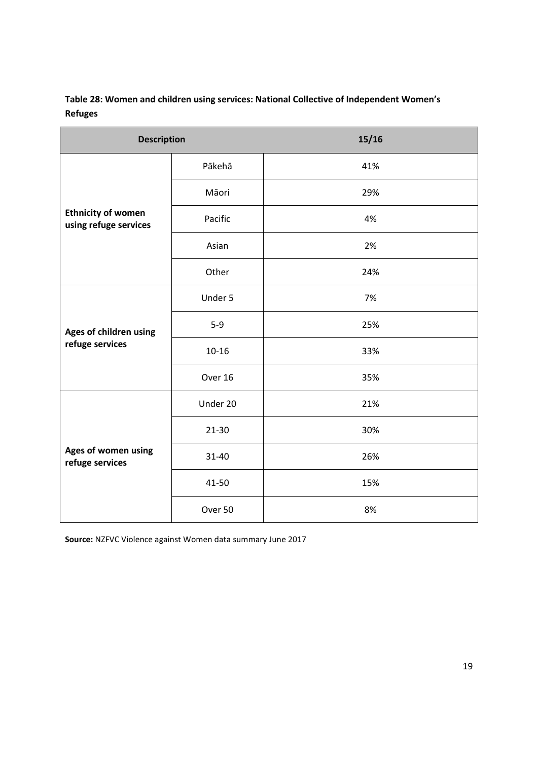**Table 28: Women and children using services: National Collective of Independent Women's Refuges**

| Description | | 15/16 |
|---|---|---|
| **Ethnicity of women using refuge services** | Pākehā | 41% |
| | Māori | 29% |
| | Pacific | 4% |
| | Asian | 2% |
| | Other | 24% |
| **Ages of children using refuge services** | Under 5 | 7% |
| | 5-9 | 25% |
| | 10-16 | 33% |
| | Over 16 | 35% |
| **Ages of women using refuge services** | Under 20 | 21% |
| | 21-30 | 30% |
| | 31-40 | 26% |
| | 41-50 | 15% |
| | Over 50 | 8% |

**Source:** NZFVC Violence against Women data summary June 2017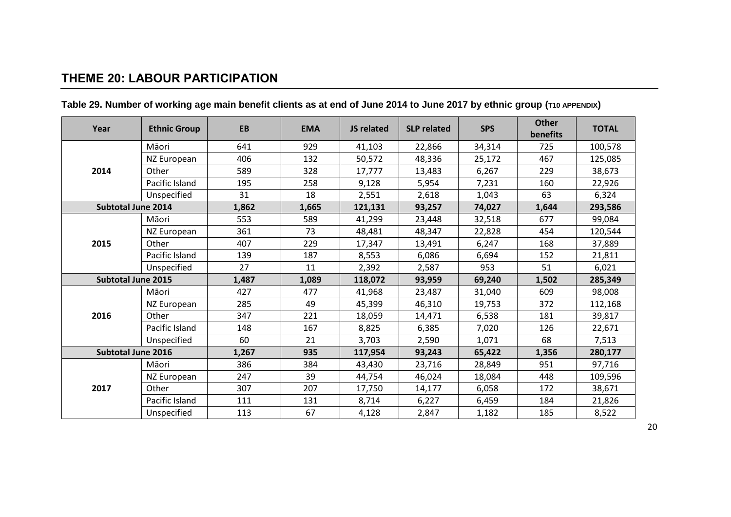## THEME 20: LABOUR PARTICIPATION

**Table 29. Number of working age main benefit clients as at end of June 2014 to June 2017 by ethnic group (T10 APPENDIX)**

| Year | Ethnic Group | EB | EMA | JS related | SLP related | SPS | Other benefits | TOTAL |
|---|---|---|---|---|---|---|---|---|
| 2014 | Māori | 641 | 929 | 41,103 | 22,866 | 34,314 | 725 | 100,578 |
| | NZ European | 406 | 132 | 50,572 | 48,336 | 25,172 | 467 | 125,085 |
| | Other | 589 | 328 | 17,777 | 13,483 | 6,267 | 229 | 38,673 |
| | Pacific Island | 195 | 258 | 9,128 | 5,954 | 7,231 | 160 | 22,926 |
| | Unspecified | 31 | 18 | 2,551 | 2,618 | 1,043 | 63 | 6,324 |
| **Subtotal June 2014** | | **1,862** | **1,665** | **121,131** | **93,257** | **74,027** | **1,644** | **293,586** |
| 2015 | Māori | 553 | 589 | 41,299 | 23,448 | 32,518 | 677 | 99,084 |
| | NZ European | 361 | 73 | 48,481 | 48,347 | 22,828 | 454 | 120,544 |
| | Other | 407 | 229 | 17,347 | 13,491 | 6,247 | 168 | 37,889 |
| | Pacific Island | 139 | 187 | 8,553 | 6,086 | 6,694 | 152 | 21,811 |
| | Unspecified | 27 | 11 | 2,392 | 2,587 | 953 | 51 | 6,021 |
| **Subtotal June 2015** | | **1,487** | **1,089** | **118,072** | **93,959** | **69,240** | **1,502** | **285,349** |
| 2016 | Māori | 427 | 477 | 41,968 | 23,487 | 31,040 | 609 | 98,008 |
| | NZ European | 285 | 49 | 45,399 | 46,310 | 19,753 | 372 | 112,168 |
| | Other | 347 | 221 | 18,059 | 14,471 | 6,538 | 181 | 39,817 |
| | Pacific Island | 148 | 167 | 8,825 | 6,385 | 7,020 | 126 | 22,671 |
| | Unspecified | 60 | 21 | 3,703 | 2,590 | 1,071 | 68 | 7,513 |
| **Subtotal June 2016** | | **1,267** | **935** | **117,954** | **93,243** | **65,422** | **1,356** | **280,177** |
| 2017 | Māori | 386 | 384 | 43,430 | 23,716 | 28,849 | 951 | 97,716 |
| | NZ European | 247 | 39 | 44,754 | 46,024 | 18,084 | 448 | 109,596 |
| | Other | 307 | 207 | 17,750 | 14,177 | 6,058 | 172 | 38,671 |
| | Pacific Island | 111 | 131 | 8,714 | 6,227 | 6,459 | 184 | 21,826 |
| | Unspecified | 113 | 67 | 4,128 | 2,847 | 1,182 | 185 | 8,522 |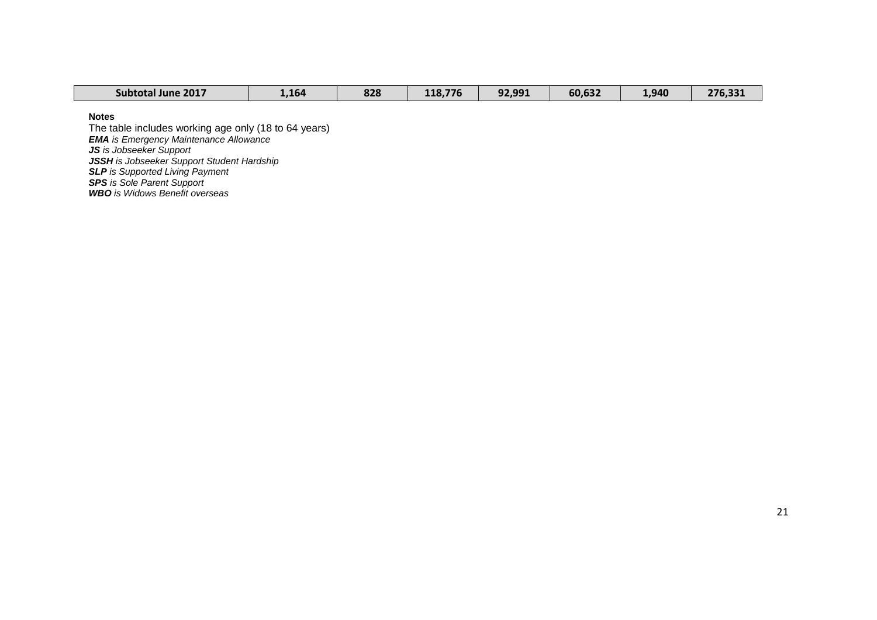| Subtotal June 2017 | 1,164 | 828 | 118,776 | 92,991 | 60,632 | 1,940 | 276,331 |
|---|---|---|---|---|---|---|---|

**Notes**

The table includes working age only (18 to 64 years)

***EMA*** *is Emergency Maintenance Allowance*

***JS*** *is Jobseeker Support*

***JSSH*** *is Jobseeker Support Student Hardship*

***SLP*** *is Supported Living Payment*

***SPS*** *is Sole Parent Support*

***WBO*** *is Widows Benefit overseas*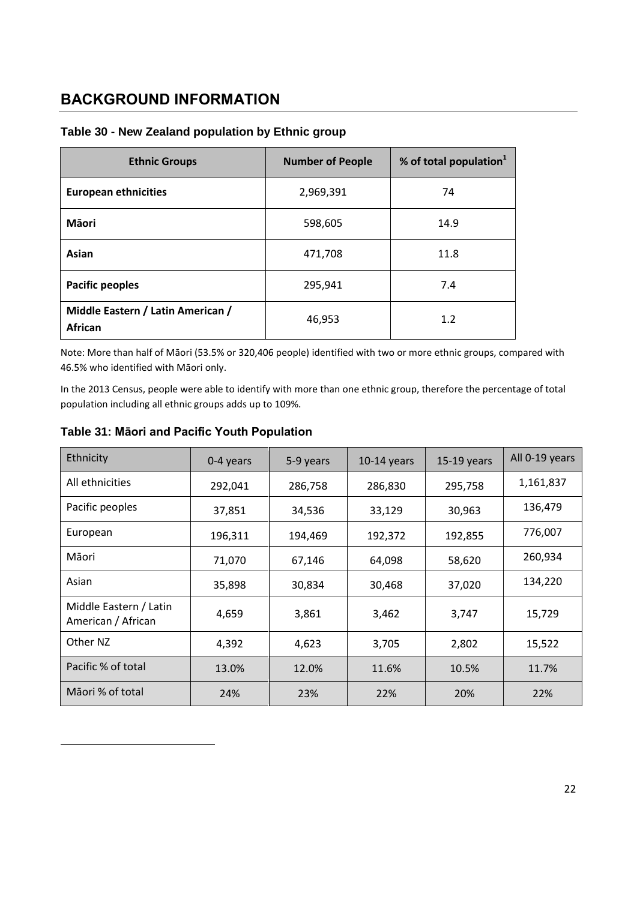# BACKGROUND INFORMATION

### Table 30 - New Zealand population by Ethnic group

| Ethnic Groups | Number of People | % of total population[1] |
|---|---|---|
| **European ethnicities** | 2,969,391 | 74 |
| **Māori** | 598,605 | 14.9 |
| **Asian** | 471,708 | 11.8 |
| **Pacific peoples** | 295,941 | 7.4 |
| **Middle Eastern / Latin American / African** | 46,953 | 1.2 |

Note: More than half of Māori (53.5% or 320,406 people) identified with two or more ethnic groups, compared with 46.5% who identified with Māori only.

In the 2013 Census, people were able to identify with more than one ethnic group, therefore the percentage of total population including all ethnic groups adds up to 109%.

### Table 31: Māori and Pacific Youth Population

| Ethnicity | 0-4 years | 5-9 years | 10-14 years | 15-19 years | All 0-19 years |
|---|---|---|---|---|---|
| All ethnicities | 292,041 | 286,758 | 286,830 | 295,758 | 1,161,837 |
| Pacific peoples | 37,851 | 34,536 | 33,129 | 30,963 | 136,479 |
| European | 196,311 | 194,469 | 192,372 | 192,855 | 776,007 |
| Māori | 71,070 | 67,146 | 64,098 | 58,620 | 260,934 |
| Asian | 35,898 | 30,834 | 30,468 | 37,020 | 134,220 |
| Middle Eastern / Latin American / African | 4,659 | 3,861 | 3,462 | 3,747 | 15,729 |
| Other NZ | 4,392 | 4,623 | 3,705 | 2,802 | 15,522 |
| Pacific % of total | 13.0% | 12.0% | 11.6% | 10.5% | 11.7% |
| Māori % of total | 24% | 23% | 22% | 20% | 22% |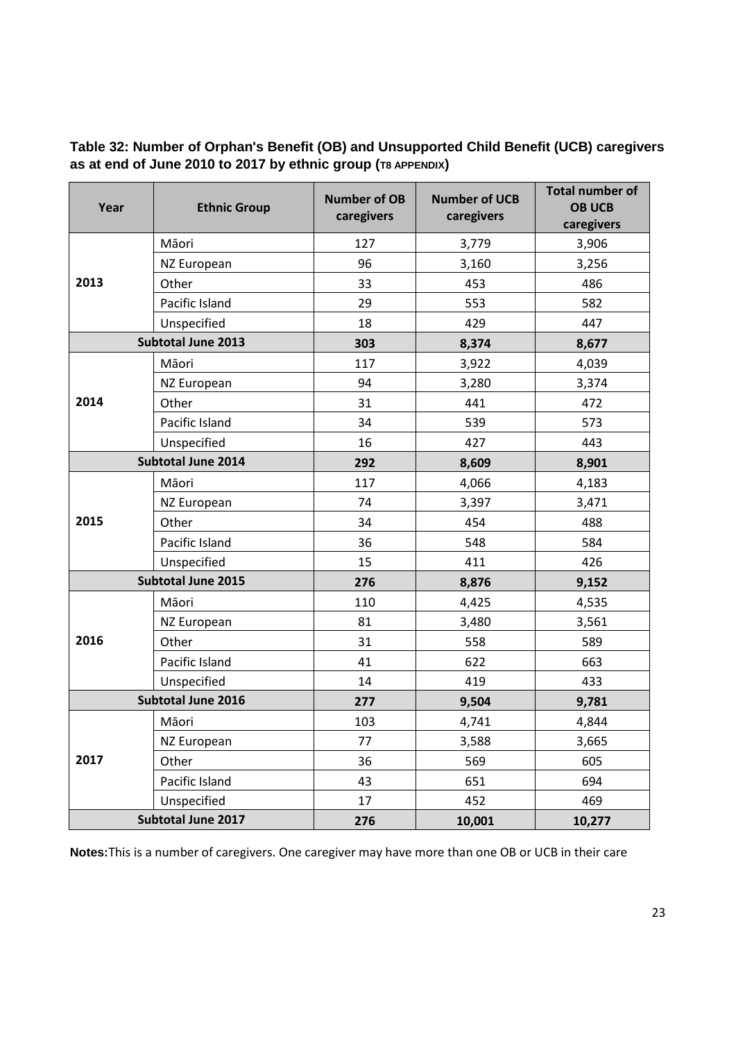**Table 32: Number of Orphan's Benefit (OB) and Unsupported Child Benefit (UCB) caregivers as at end of June 2010 to 2017 by ethnic group (T8 APPENDIX)**

| Year | Ethnic Group | Number of OB caregivers | Number of UCB caregivers | Total number of OB UCB caregivers |
|---|---|---|---|---|
| **2013** | Māori | 127 | 3,779 | 3,906 |
| | NZ European | 96 | 3,160 | 3,256 |
| | Other | 33 | 453 | 486 |
| | Pacific Island | 29 | 553 | 582 |
| | Unspecified | 18 | 429 | 447 |
| **Subtotal June 2013** | | **303** | **8,374** | **8,677** |
| **2014** | Māori | 117 | 3,922 | 4,039 |
| | NZ European | 94 | 3,280 | 3,374 |
| | Other | 31 | 441 | 472 |
| | Pacific Island | 34 | 539 | 573 |
| | Unspecified | 16 | 427 | 443 |
| **Subtotal June 2014** | | **292** | **8,609** | **8,901** |
| **2015** | Māori | 117 | 4,066 | 4,183 |
| | NZ European | 74 | 3,397 | 3,471 |
| | Other | 34 | 454 | 488 |
| | Pacific Island | 36 | 548 | 584 |
| | Unspecified | 15 | 411 | 426 |
| **Subtotal June 2015** | | **276** | **8,876** | **9,152** |
| **2016** | Māori | 110 | 4,425 | 4,535 |
| | NZ European | 81 | 3,480 | 3,561 |
| | Other | 31 | 558 | 589 |
| | Pacific Island | 41 | 622 | 663 |
| | Unspecified | 14 | 419 | 433 |
| **Subtotal June 2016** | | **277** | **9,504** | **9,781** |
| **2017** | Māori | 103 | 4,741 | 4,844 |
| | NZ European | 77 | 3,588 | 3,665 |
| | Other | 36 | 569 | 605 |
| | Pacific Island | 43 | 651 | 694 |
| | Unspecified | 17 | 452 | 469 |
| **Subtotal June 2017** | | **276** | **10,001** | **10,277** |

**Notes:** This is a number of caregivers. One caregiver may have more than one OB or UCB in their care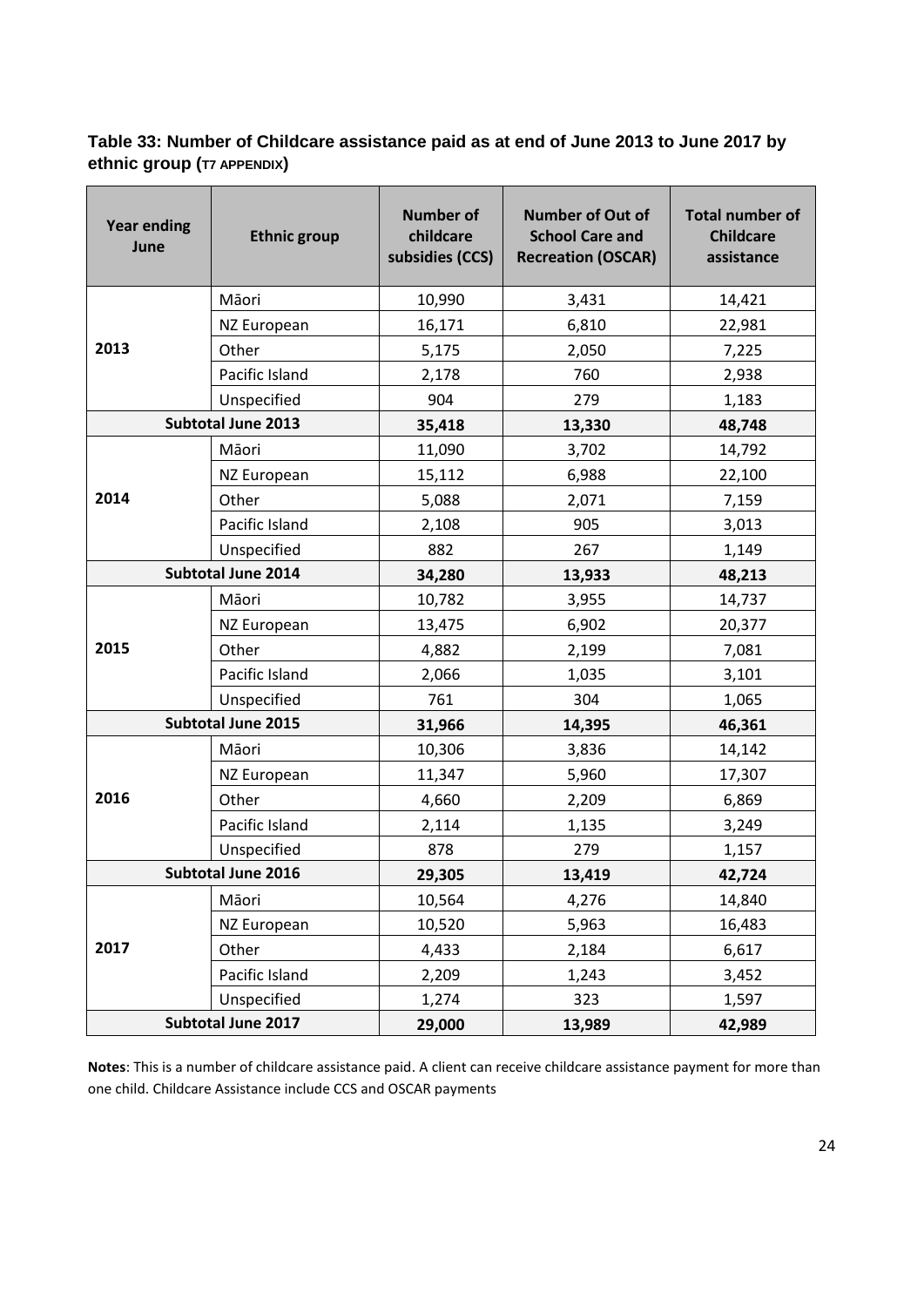**Table 33: Number of Childcare assistance paid as at end of June 2013 to June 2017 by ethnic group (T7 APPENDIX)**

| Year ending June | Ethnic group | Number of childcare subsidies (CCS) | Number of Out of School Care and Recreation (OSCAR) | Total number of Childcare assistance |
|---|---|---|---|---|
| **2013** | Māori | 10,990 | 3,431 | 14,421 |
| | NZ European | 16,171 | 6,810 | 22,981 |
| | Other | 5,175 | 2,050 | 7,225 |
| | Pacific Island | 2,178 | 760 | 2,938 |
| | Unspecified | 904 | 279 | 1,183 |
| **Subtotal June 2013** | | **35,418** | **13,330** | **48,748** |
| **2014** | Māori | 11,090 | 3,702 | 14,792 |
| | NZ European | 15,112 | 6,988 | 22,100 |
| | Other | 5,088 | 2,071 | 7,159 |
| | Pacific Island | 2,108 | 905 | 3,013 |
| | Unspecified | 882 | 267 | 1,149 |
| **Subtotal June 2014** | | **34,280** | **13,933** | **48,213** |
| **2015** | Māori | 10,782 | 3,955 | 14,737 |
| | NZ European | 13,475 | 6,902 | 20,377 |
| | Other | 4,882 | 2,199 | 7,081 |
| | Pacific Island | 2,066 | 1,035 | 3,101 |
| | Unspecified | 761 | 304 | 1,065 |
| **Subtotal June 2015** | | **31,966** | **14,395** | **46,361** |
| **2016** | Māori | 10,306 | 3,836 | 14,142 |
| | NZ European | 11,347 | 5,960 | 17,307 |
| | Other | 4,660 | 2,209 | 6,869 |
| | Pacific Island | 2,114 | 1,135 | 3,249 |
| | Unspecified | 878 | 279 | 1,157 |
| **Subtotal June 2016** | | **29,305** | **13,419** | **42,724** |
| **2017** | Māori | 10,564 | 4,276 | 14,840 |
| | NZ European | 10,520 | 5,963 | 16,483 |
| | Other | 4,433 | 2,184 | 6,617 |
| | Pacific Island | 2,209 | 1,243 | 3,452 |
| | Unspecified | 1,274 | 323 | 1,597 |
| **Subtotal June 2017** | | **29,000** | **13,989** | **42,989** |

**Notes**: This is a number of childcare assistance paid. A client can receive childcare assistance payment for more than one child. Childcare Assistance include CCS and OSCAR payments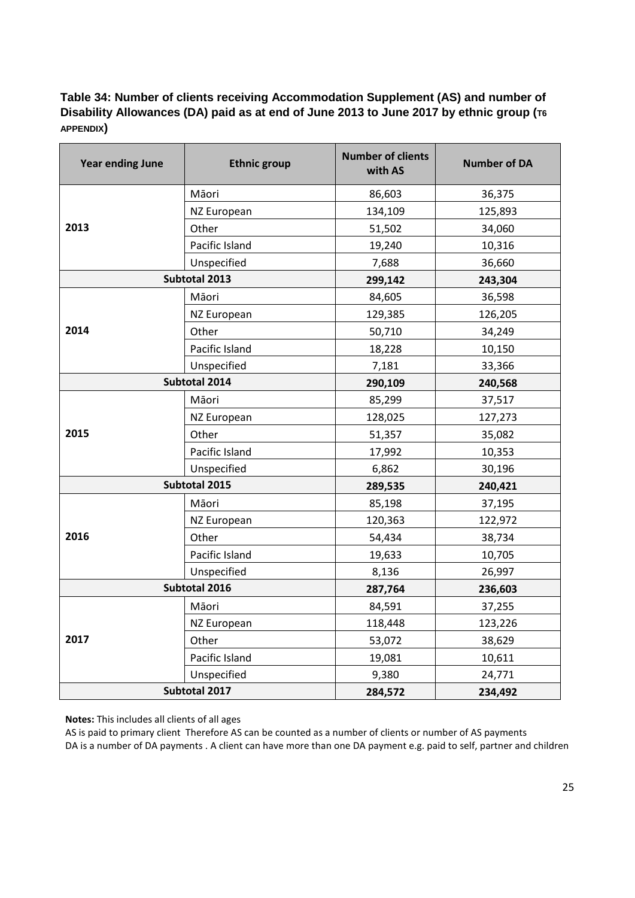**Table 34: Number of clients receiving Accommodation Supplement (AS) and number of Disability Allowances (DA) paid as at end of June 2013 to June 2017 by ethnic group (T6 APPENDIX)**

| Year ending June | Ethnic group | Number of clients with AS | Number of DA |
|---|---|---|---|
| 2013 | Māori | 86,603 | 36,375 |
| | NZ European | 134,109 | 125,893 |
| | Other | 51,502 | 34,060 |
| | Pacific Island | 19,240 | 10,316 |
| | Unspecified | 7,688 | 36,660 |
| **Subtotal 2013** | | **299,142** | **243,304** |
| 2014 | Māori | 84,605 | 36,598 |
| | NZ European | 129,385 | 126,205 |
| | Other | 50,710 | 34,249 |
| | Pacific Island | 18,228 | 10,150 |
| | Unspecified | 7,181 | 33,366 |
| **Subtotal 2014** | | **290,109** | **240,568** |
| 2015 | Māori | 85,299 | 37,517 |
| | NZ European | 128,025 | 127,273 |
| | Other | 51,357 | 35,082 |
| | Pacific Island | 17,992 | 10,353 |
| | Unspecified | 6,862 | 30,196 |
| **Subtotal 2015** | | **289,535** | **240,421** |
| 2016 | Māori | 85,198 | 37,195 |
| | NZ European | 120,363 | 122,972 |
| | Other | 54,434 | 38,734 |
| | Pacific Island | 19,633 | 10,705 |
| | Unspecified | 8,136 | 26,997 |
| **Subtotal 2016** | | **287,764** | **236,603** |
| 2017 | Māori | 84,591 | 37,255 |
| | NZ European | 118,448 | 123,226 |
| | Other | 53,072 | 38,629 |
| | Pacific Island | 19,081 | 10,611 |
| | Unspecified | 9,380 | 24,771 |
| **Subtotal 2017** | | **284,572** | **234,492** |

**Notes:** This includes all clients of all ages

AS is paid to primary client Therefore AS can be counted as a number of clients or number of AS payments

DA is a number of DA payments . A client can have more than one DA payment e.g. paid to self, partner and children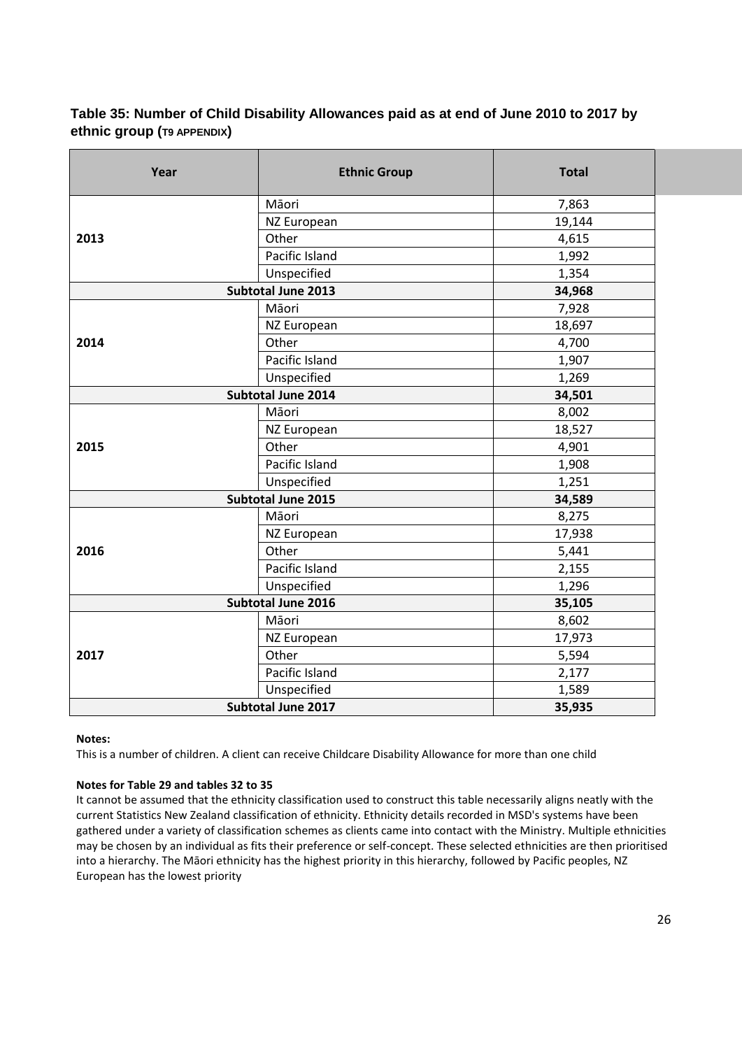**Table 35: Number of Child Disability Allowances paid as at end of June 2010 to 2017 by ethnic group (T9 APPENDIX)**

| Year | Ethnic Group | Total |
|---|---|---|
| 2013 | Māori | 7,863 |
| | NZ European | 19,144 |
| | Other | 4,615 |
| | Pacific Island | 1,992 |
| | Unspecified | 1,354 |
| **Subtotal June 2013** | | **34,968** |
| 2014 | Māori | 7,928 |
| | NZ European | 18,697 |
| | Other | 4,700 |
| | Pacific Island | 1,907 |
| | Unspecified | 1,269 |
| **Subtotal June 2014** | | **34,501** |
| 2015 | Māori | 8,002 |
| | NZ European | 18,527 |
| | Other | 4,901 |
| | Pacific Island | 1,908 |
| | Unspecified | 1,251 |
| **Subtotal June 2015** | | **34,589** |
| 2016 | Māori | 8,275 |
| | NZ European | 17,938 |
| | Other | 5,441 |
| | Pacific Island | 2,155 |
| | Unspecified | 1,296 |
| **Subtotal June 2016** | | **35,105** |
| 2017 | Māori | 8,602 |
| | NZ European | 17,973 |
| | Other | 5,594 |
| | Pacific Island | 2,177 |
| | Unspecified | 1,589 |
| **Subtotal June 2017** | | **35,935** |

**Notes:**

This is a number of children. A client can receive Childcare Disability Allowance for more than one child

**Notes for Table 29 and tables 32 to 35**

It cannot be assumed that the ethnicity classification used to construct this table necessarily aligns neatly with the current Statistics New Zealand classification of ethnicity. Ethnicity details recorded in MSD's systems have been gathered under a variety of classification schemes as clients came into contact with the Ministry. Multiple ethnicities may be chosen by an individual as fits their preference or self-concept. These selected ethnicities are then prioritised into a hierarchy. The Māori ethnicity has the highest priority in this hierarchy, followed by Pacific peoples, NZ European has the lowest priority